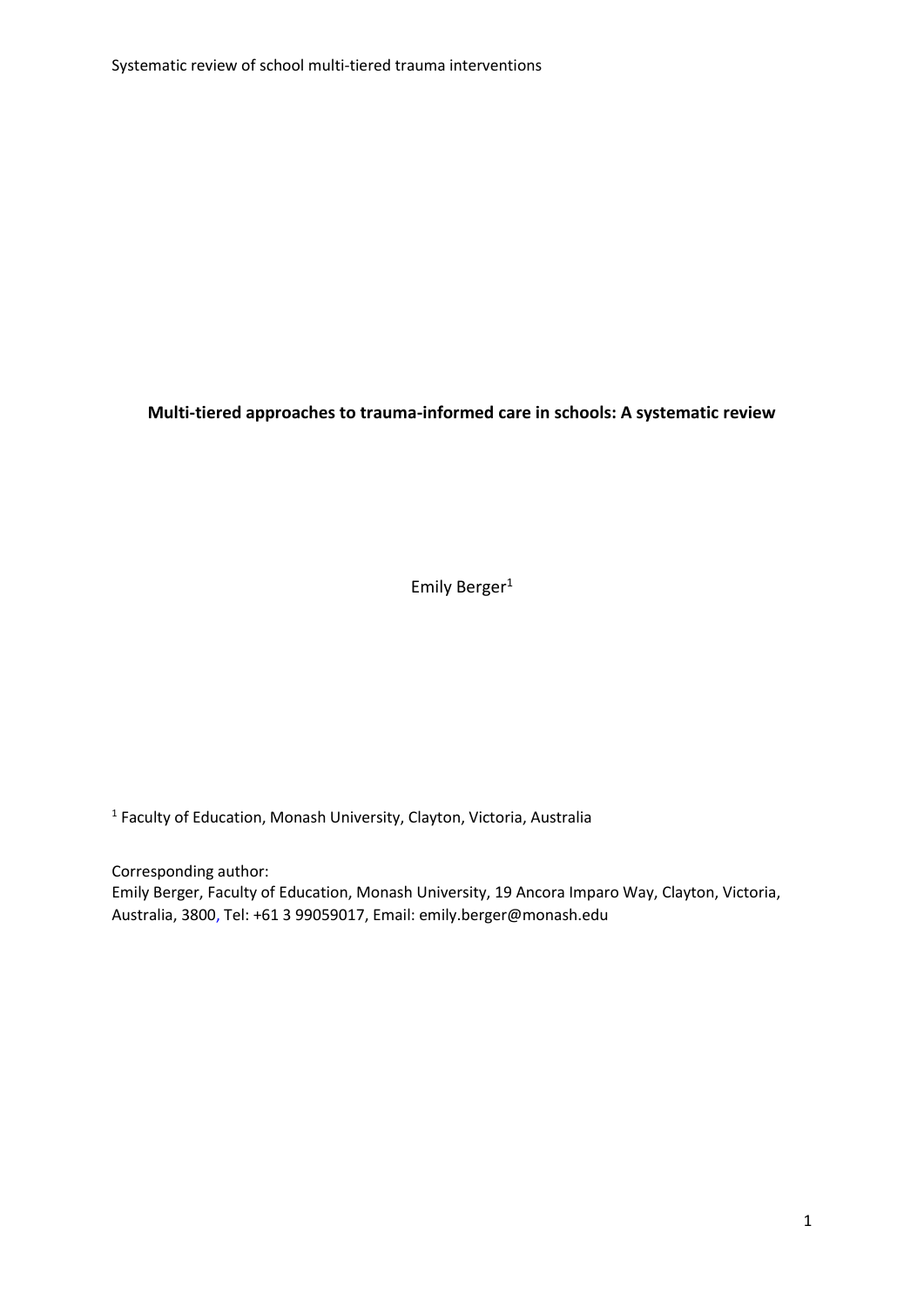**Multi-tiered approaches to trauma-informed care in schools: A systematic review**

Emily Berger[1]

[1] Faculty of Education, Monash University, Clayton, Victoria, Australia

Corresponding author:
Emily Berger, Faculty of Education, Monash University, 19 Ancora Imparo Way, Clayton, Victoria, Australia, 3800, Tel: +61 3 99059017, Email: emily.berger@monash.edu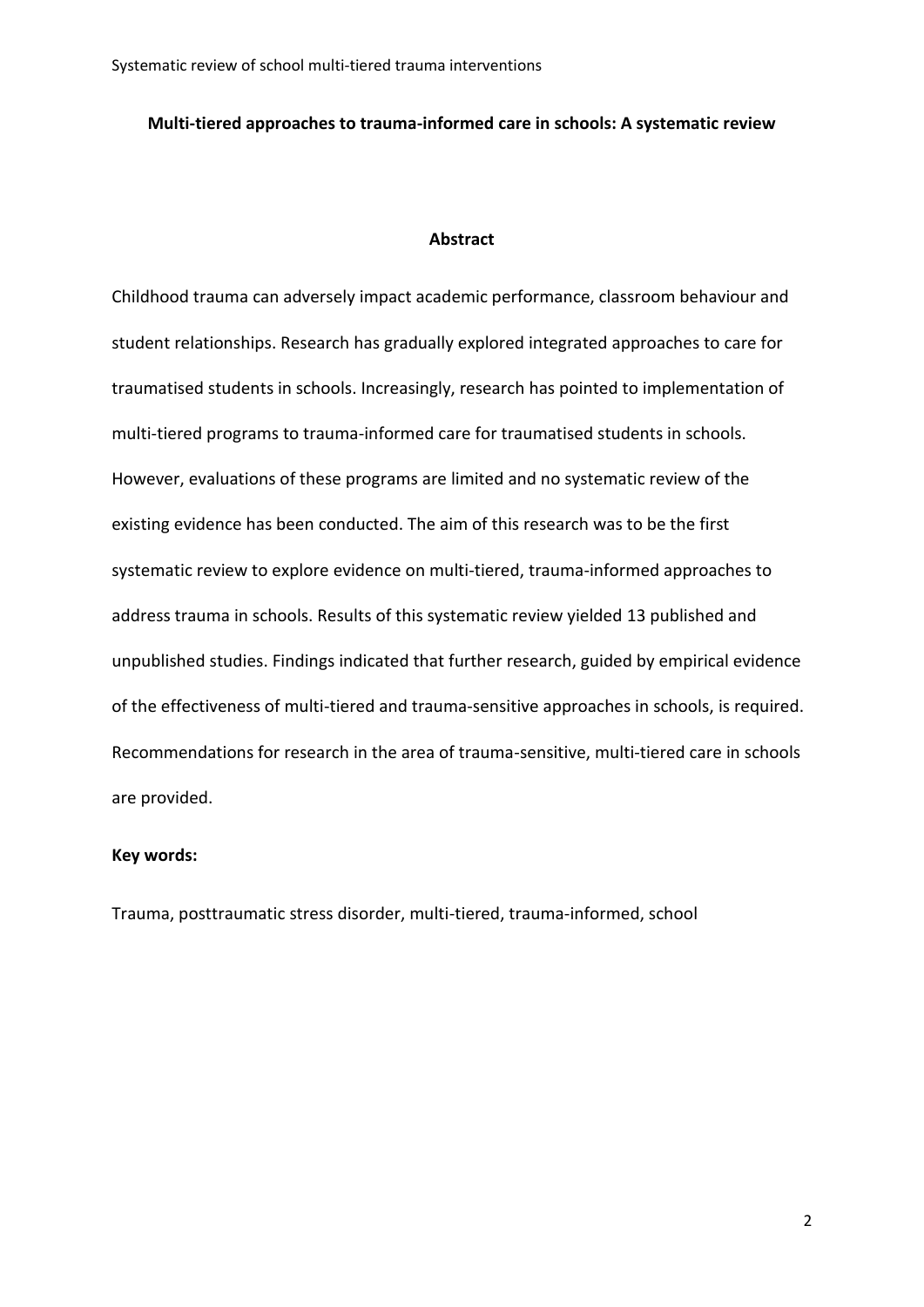**Multi-tiered approaches to trauma-informed care in schools: A systematic review**

## Abstract

Childhood trauma can adversely impact academic performance, classroom behaviour and student relationships. Research has gradually explored integrated approaches to care for traumatised students in schools. Increasingly, research has pointed to implementation of multi-tiered programs to trauma-informed care for traumatised students in schools. However, evaluations of these programs are limited and no systematic review of the existing evidence has been conducted. The aim of this research was to be the first systematic review to explore evidence on multi-tiered, trauma-informed approaches to address trauma in schools. Results of this systematic review yielded 13 published and unpublished studies. Findings indicated that further research, guided by empirical evidence of the effectiveness of multi-tiered and trauma-sensitive approaches in schools, is required. Recommendations for research in the area of trauma-sensitive, multi-tiered care in schools are provided.

**Key words:**

Trauma, posttraumatic stress disorder, multi-tiered, trauma-informed, school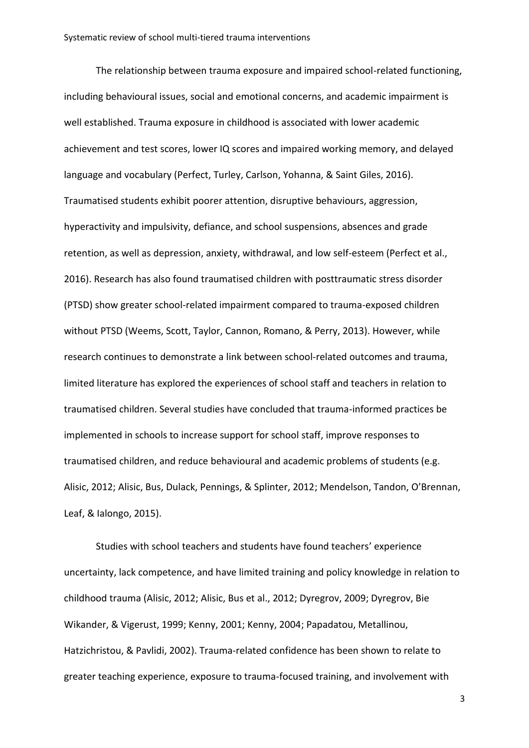The relationship between trauma exposure and impaired school-related functioning, including behavioural issues, social and emotional concerns, and academic impairment is well established. Trauma exposure in childhood is associated with lower academic achievement and test scores, lower IQ scores and impaired working memory, and delayed language and vocabulary (Perfect, Turley, Carlson, Yohanna, & Saint Giles, 2016). Traumatised students exhibit poorer attention, disruptive behaviours, aggression, hyperactivity and impulsivity, defiance, and school suspensions, absences and grade retention, as well as depression, anxiety, withdrawal, and low self-esteem (Perfect et al., 2016). Research has also found traumatised children with posttraumatic stress disorder (PTSD) show greater school-related impairment compared to trauma-exposed children without PTSD (Weems, Scott, Taylor, Cannon, Romano, & Perry, 2013). However, while research continues to demonstrate a link between school-related outcomes and trauma, limited literature has explored the experiences of school staff and teachers in relation to traumatised children. Several studies have concluded that trauma-informed practices be implemented in schools to increase support for school staff, improve responses to traumatised children, and reduce behavioural and academic problems of students (e.g. Alisic, 2012; Alisic, Bus, Dulack, Pennings, & Splinter, 2012; Mendelson, Tandon, O'Brennan, Leaf, & Ialongo, 2015).

Studies with school teachers and students have found teachers' experience uncertainty, lack competence, and have limited training and policy knowledge in relation to childhood trauma (Alisic, 2012; Alisic, Bus et al., 2012; Dyregrov, 2009; Dyregrov, Bie Wikander, & Vigerust, 1999; Kenny, 2001; Kenny, 2004; Papadatou, Metallinou, Hatzichristou, & Pavlidi, 2002). Trauma-related confidence has been shown to relate to greater teaching experience, exposure to trauma-focused training, and involvement with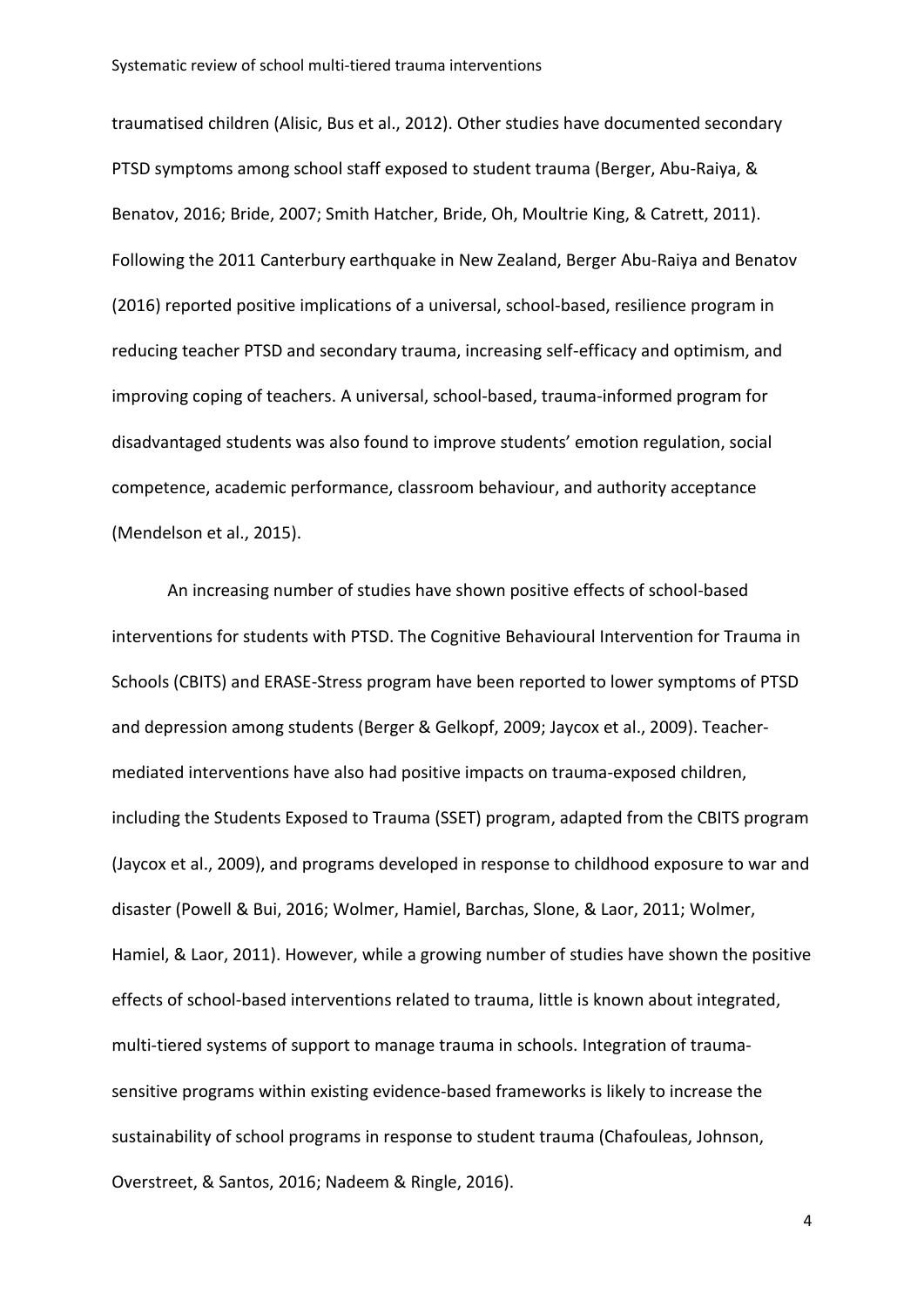traumatised children (Alisic, Bus et al., 2012). Other studies have documented secondary PTSD symptoms among school staff exposed to student trauma (Berger, Abu-Raiya, & Benatov, 2016; Bride, 2007; Smith Hatcher, Bride, Oh, Moultrie King, & Catrett, 2011). Following the 2011 Canterbury earthquake in New Zealand, Berger Abu-Raiya and Benatov (2016) reported positive implications of a universal, school-based, resilience program in reducing teacher PTSD and secondary trauma, increasing self-efficacy and optimism, and improving coping of teachers. A universal, school-based, trauma-informed program for disadvantaged students was also found to improve students' emotion regulation, social competence, academic performance, classroom behaviour, and authority acceptance (Mendelson et al., 2015).

An increasing number of studies have shown positive effects of school-based interventions for students with PTSD. The Cognitive Behavioural Intervention for Trauma in Schools (CBITS) and ERASE-Stress program have been reported to lower symptoms of PTSD and depression among students (Berger & Gelkopf, 2009; Jaycox et al., 2009). Teacher-mediated interventions have also had positive impacts on trauma-exposed children, including the Students Exposed to Trauma (SSET) program, adapted from the CBITS program (Jaycox et al., 2009), and programs developed in response to childhood exposure to war and disaster (Powell & Bui, 2016; Wolmer, Hamiel, Barchas, Slone, & Laor, 2011; Wolmer, Hamiel, & Laor, 2011). However, while a growing number of studies have shown the positive effects of school-based interventions related to trauma, little is known about integrated, multi-tiered systems of support to manage trauma in schools. Integration of trauma-sensitive programs within existing evidence-based frameworks is likely to increase the sustainability of school programs in response to student trauma (Chafouleas, Johnson, Overstreet, & Santos, 2016; Nadeem & Ringle, 2016).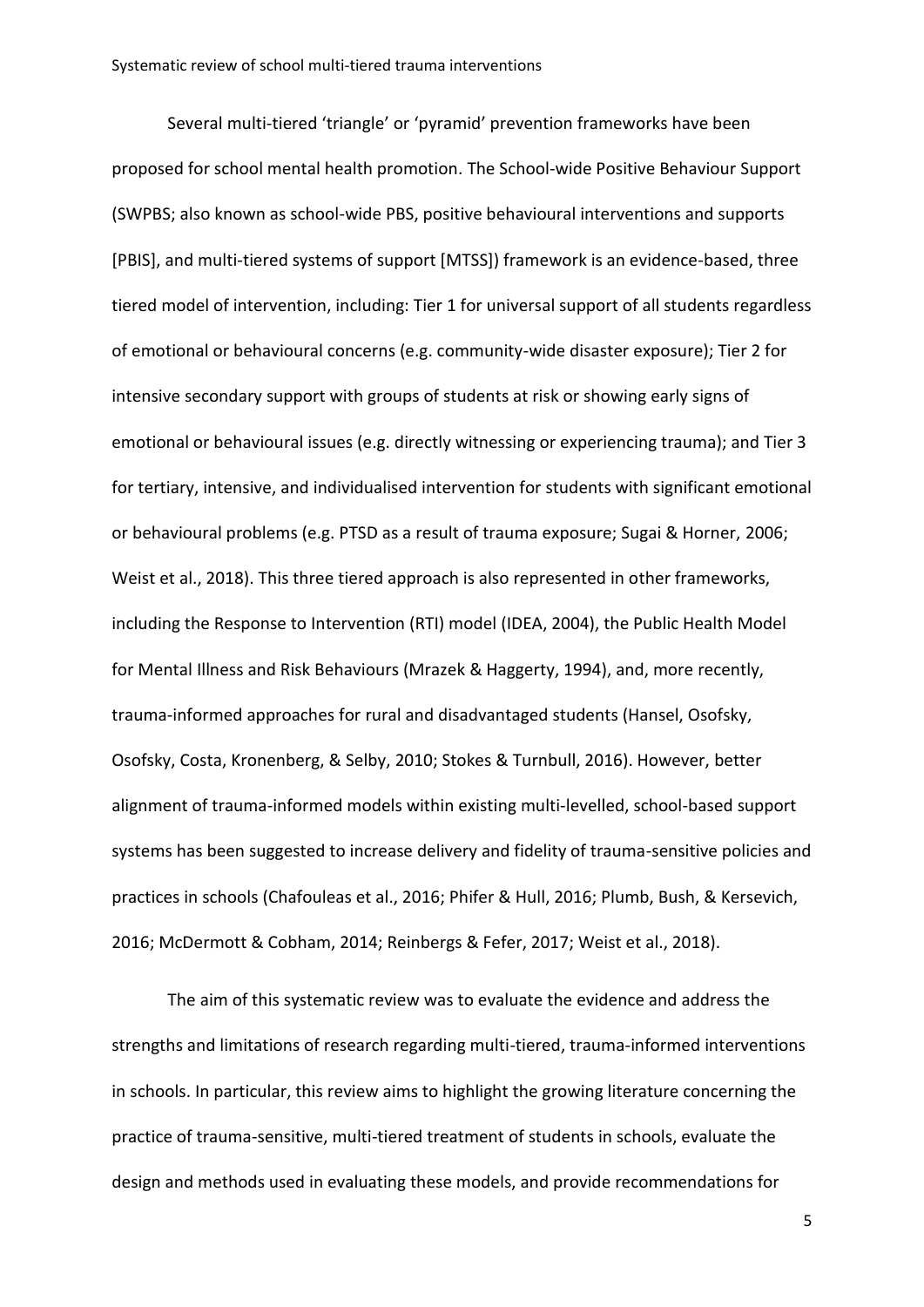Several multi-tiered 'triangle' or 'pyramid' prevention frameworks have been proposed for school mental health promotion. The School-wide Positive Behaviour Support (SWPBS; also known as school-wide PBS, positive behavioural interventions and supports [PBIS], and multi-tiered systems of support [MTSS]) framework is an evidence-based, three tiered model of intervention, including: Tier 1 for universal support of all students regardless of emotional or behavioural concerns (e.g. community-wide disaster exposure); Tier 2 for intensive secondary support with groups of students at risk or showing early signs of emotional or behavioural issues (e.g. directly witnessing or experiencing trauma); and Tier 3 for tertiary, intensive, and individualised intervention for students with significant emotional or behavioural problems (e.g. PTSD as a result of trauma exposure; Sugai & Horner, 2006; Weist et al., 2018). This three tiered approach is also represented in other frameworks, including the Response to Intervention (RTI) model (IDEA, 2004), the Public Health Model for Mental Illness and Risk Behaviours (Mrazek & Haggerty, 1994), and, more recently, trauma-informed approaches for rural and disadvantaged students (Hansel, Osofsky, Osofsky, Costa, Kronenberg, & Selby, 2010; Stokes & Turnbull, 2016). However, better alignment of trauma-informed models within existing multi-levelled, school-based support systems has been suggested to increase delivery and fidelity of trauma-sensitive policies and practices in schools (Chafouleas et al., 2016; Phifer & Hull, 2016; Plumb, Bush, & Kersevich, 2016; McDermott & Cobham, 2014; Reinbergs & Fefer, 2017; Weist et al., 2018).

The aim of this systematic review was to evaluate the evidence and address the strengths and limitations of research regarding multi-tiered, trauma-informed interventions in schools. In particular, this review aims to highlight the growing literature concerning the practice of trauma-sensitive, multi-tiered treatment of students in schools, evaluate the design and methods used in evaluating these models, and provide recommendations for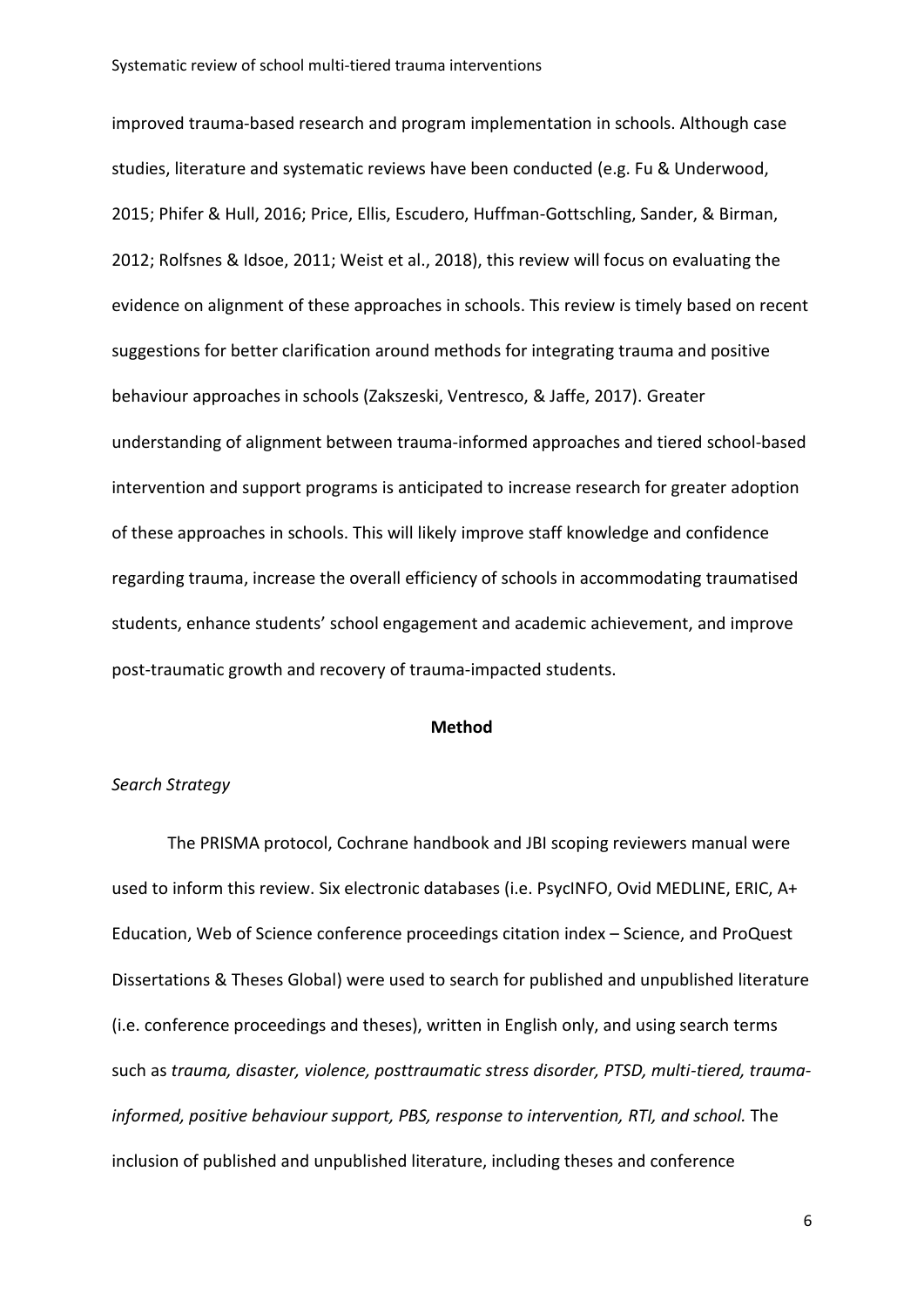improved trauma-based research and program implementation in schools. Although case studies, literature and systematic reviews have been conducted (e.g. Fu & Underwood, 2015; Phifer & Hull, 2016; Price, Ellis, Escudero, Huffman-Gottschling, Sander, & Birman, 2012; Rolfsnes & Idsoe, 2011; Weist et al., 2018), this review will focus on evaluating the evidence on alignment of these approaches in schools. This review is timely based on recent suggestions for better clarification around methods for integrating trauma and positive behaviour approaches in schools (Zakszeski, Ventresco, & Jaffe, 2017). Greater understanding of alignment between trauma-informed approaches and tiered school-based intervention and support programs is anticipated to increase research for greater adoption of these approaches in schools. This will likely improve staff knowledge and confidence regarding trauma, increase the overall efficiency of schools in accommodating traumatised students, enhance students' school engagement and academic achievement, and improve post-traumatic growth and recovery of trauma-impacted students.

## Method

*Search Strategy*

The PRISMA protocol, Cochrane handbook and JBI scoping reviewers manual were used to inform this review. Six electronic databases (i.e. PsycINFO, Ovid MEDLINE, ERIC, A+ Education, Web of Science conference proceedings citation index – Science, and ProQuest Dissertations & Theses Global) were used to search for published and unpublished literature (i.e. conference proceedings and theses), written in English only, and using search terms such as *trauma, disaster, violence, posttraumatic stress disorder, PTSD, multi-tiered, trauma-informed, positive behaviour support, PBS, response to intervention, RTI, and school.* The inclusion of published and unpublished literature, including theses and conference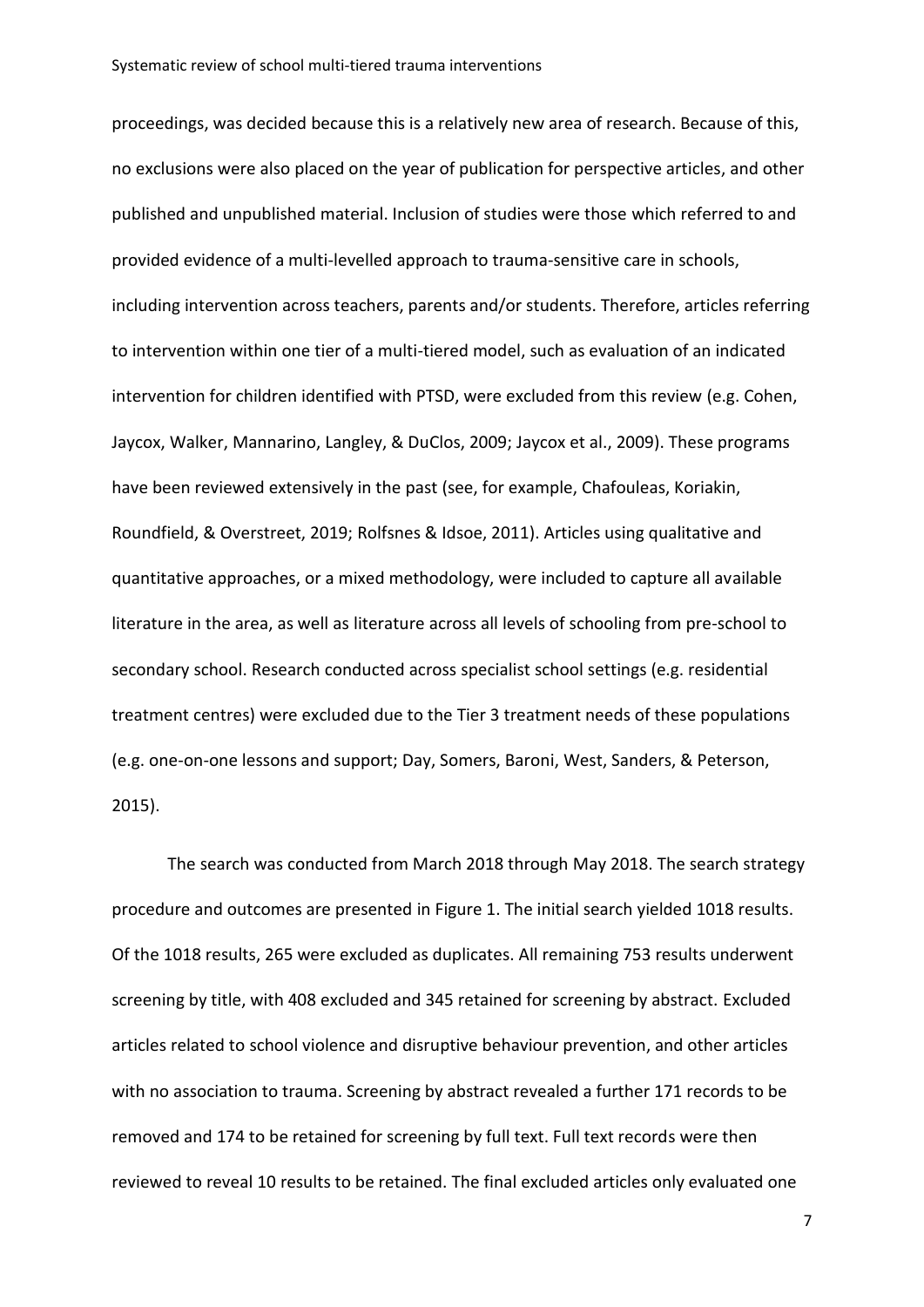proceedings, was decided because this is a relatively new area of research. Because of this, no exclusions were also placed on the year of publication for perspective articles, and other published and unpublished material. Inclusion of studies were those which referred to and provided evidence of a multi-levelled approach to trauma-sensitive care in schools, including intervention across teachers, parents and/or students. Therefore, articles referring to intervention within one tier of a multi-tiered model, such as evaluation of an indicated intervention for children identified with PTSD, were excluded from this review (e.g. Cohen, Jaycox, Walker, Mannarino, Langley, & DuClos, 2009; Jaycox et al., 2009). These programs have been reviewed extensively in the past (see, for example, Chafouleas, Koriakin, Roundfield, & Overstreet, 2019; Rolfsnes & Idsoe, 2011). Articles using qualitative and quantitative approaches, or a mixed methodology, were included to capture all available literature in the area, as well as literature across all levels of schooling from pre-school to secondary school. Research conducted across specialist school settings (e.g. residential treatment centres) were excluded due to the Tier 3 treatment needs of these populations (e.g. one-on-one lessons and support; Day, Somers, Baroni, West, Sanders, & Peterson, 2015).

The search was conducted from March 2018 through May 2018. The search strategy procedure and outcomes are presented in Figure 1. The initial search yielded 1018 results. Of the 1018 results, 265 were excluded as duplicates. All remaining 753 results underwent screening by title, with 408 excluded and 345 retained for screening by abstract. Excluded articles related to school violence and disruptive behaviour prevention, and other articles with no association to trauma. Screening by abstract revealed a further 171 records to be removed and 174 to be retained for screening by full text. Full text records were then reviewed to reveal 10 results to be retained. The final excluded articles only evaluated one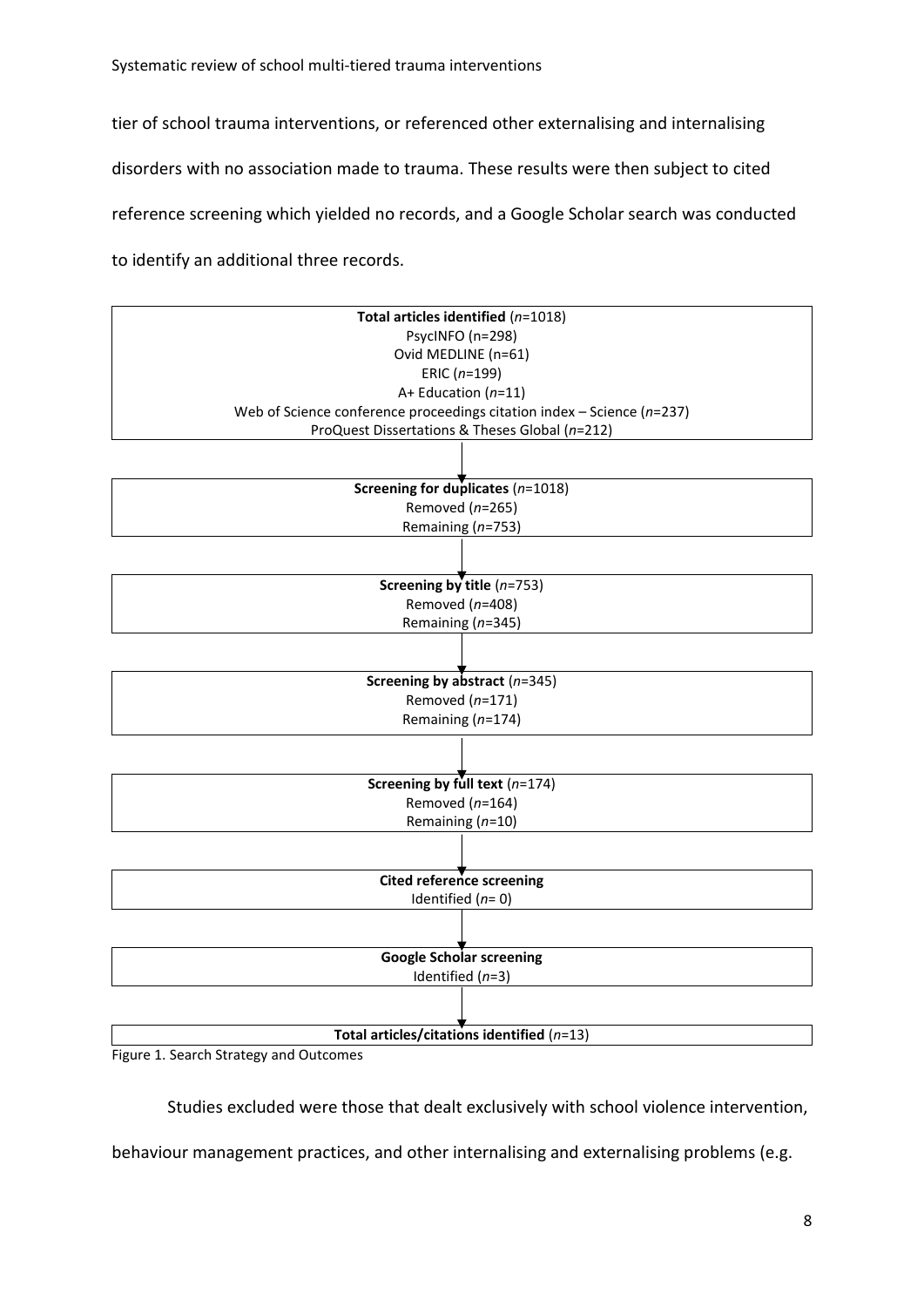tier of school trauma interventions, or referenced other externalising and internalising disorders with no association made to trauma. These results were then subject to cited reference screening which yielded no records, and a Google Scholar search was conducted to identify an additional three records.

**Total articles identified** (*n*=1018)
PsycINFO (n=298)
Ovid MEDLINE (n=61)
ERIC (*n*=199)
A+ Education (*n*=11)
Web of Science conference proceedings citation index – Science (*n*=237)
ProQuest Dissertations & Theses Global (*n*=212)

↓

**Screening for duplicates** (*n*=1018)
Removed (*n*=265)
Remaining (*n*=753)

↓

**Screening by title** (*n*=753)
Removed (*n*=408)
Remaining (*n*=345)

↓

**Screening by abstract** (*n*=345)
Removed (*n*=171)
Remaining (*n*=174)

↓

**Screening by full text** (*n*=174)
Removed (*n*=164)
Remaining (*n*=10)

↓

**Cited reference screening**
Identified (*n*= 0)

↓

**Google Scholar screening**
Identified (*n*=3)

↓

**Total articles/citations identified** (*n*=13)

Figure 1. Search Strategy and Outcomes

Studies excluded were those that dealt exclusively with school violence intervention, behaviour management practices, and other internalising and externalising problems (e.g.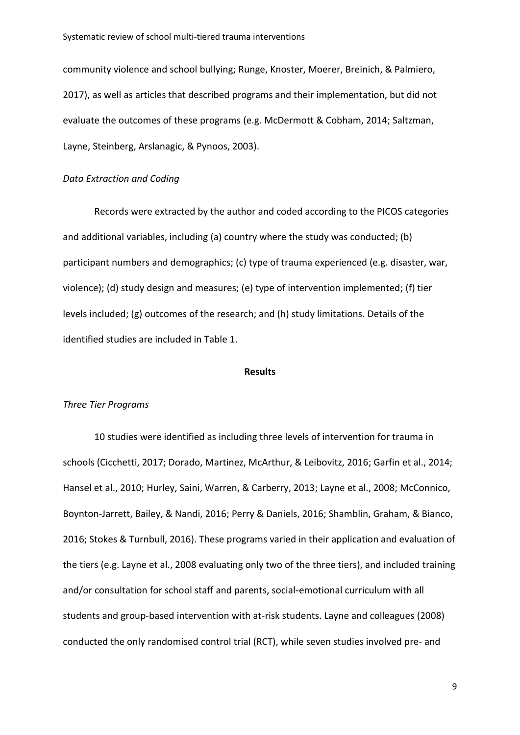community violence and school bullying; Runge, Knoster, Moerer, Breinich, & Palmiero, 2017), as well as articles that described programs and their implementation, but did not evaluate the outcomes of these programs (e.g. McDermott & Cobham, 2014; Saltzman, Layne, Steinberg, Arslanagic, & Pynoos, 2003).

*Data Extraction and Coding*

Records were extracted by the author and coded according to the PICOS categories and additional variables, including (a) country where the study was conducted; (b) participant numbers and demographics; (c) type of trauma experienced (e.g. disaster, war, violence); (d) study design and measures; (e) type of intervention implemented; (f) tier levels included; (g) outcomes of the research; and (h) study limitations. Details of the identified studies are included in Table 1.

## Results

*Three Tier Programs*

10 studies were identified as including three levels of intervention for trauma in schools (Cicchetti, 2017; Dorado, Martinez, McArthur, & Leibovitz, 2016; Garfin et al., 2014; Hansel et al., 2010; Hurley, Saini, Warren, & Carberry, 2013; Layne et al., 2008; McConnico, Boynton-Jarrett, Bailey, & Nandi, 2016; Perry & Daniels, 2016; Shamblin, Graham, & Bianco, 2016; Stokes & Turnbull, 2016). These programs varied in their application and evaluation of the tiers (e.g. Layne et al., 2008 evaluating only two of the three tiers), and included training and/or consultation for school staff and parents, social-emotional curriculum with all students and group-based intervention with at-risk students. Layne and colleagues (2008) conducted the only randomised control trial (RCT), while seven studies involved pre- and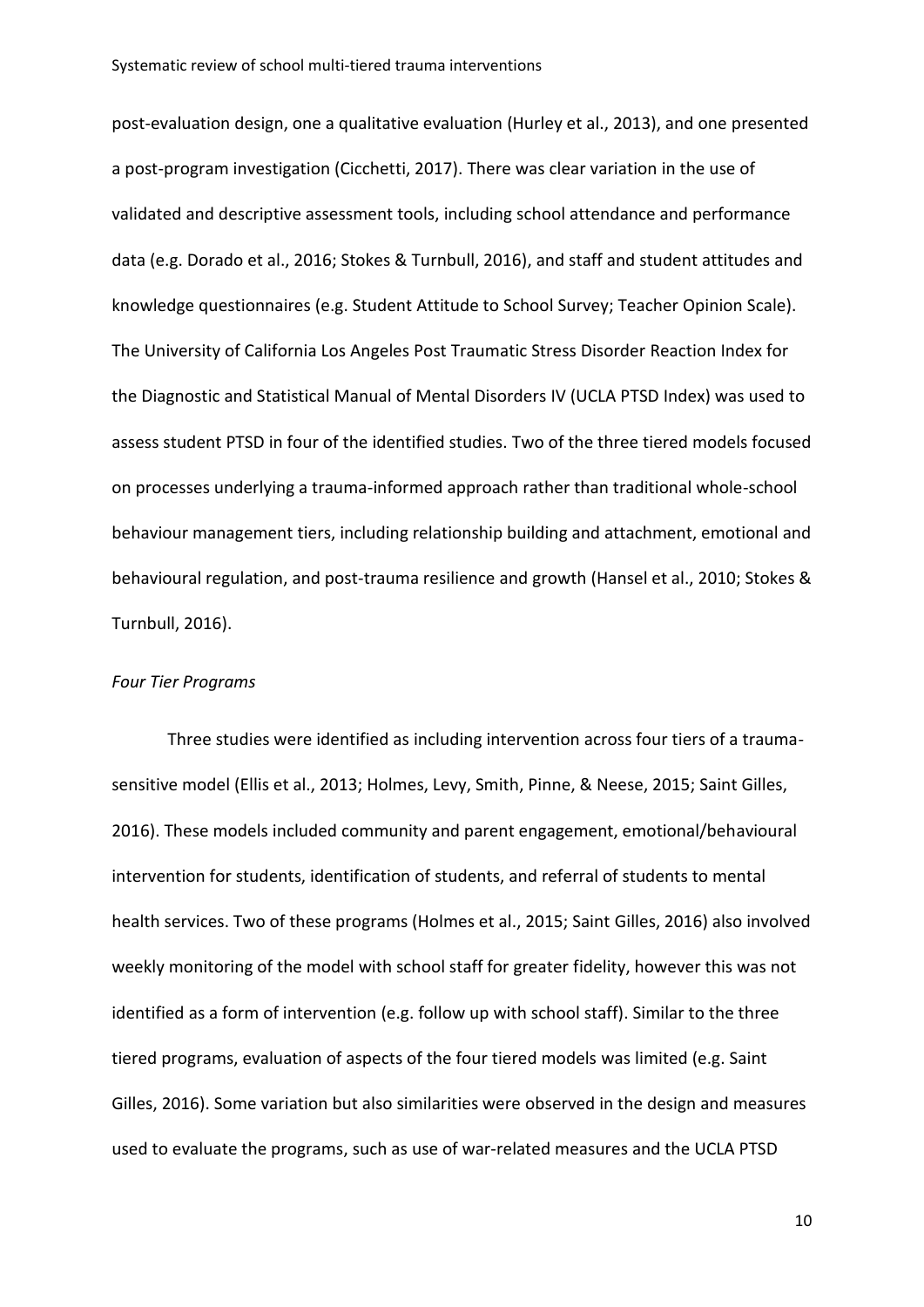post-evaluation design, one a qualitative evaluation (Hurley et al., 2013), and one presented a post-program investigation (Cicchetti, 2017). There was clear variation in the use of validated and descriptive assessment tools, including school attendance and performance data (e.g. Dorado et al., 2016; Stokes & Turnbull, 2016), and staff and student attitudes and knowledge questionnaires (e.g. Student Attitude to School Survey; Teacher Opinion Scale). The University of California Los Angeles Post Traumatic Stress Disorder Reaction Index for the Diagnostic and Statistical Manual of Mental Disorders IV (UCLA PTSD Index) was used to assess student PTSD in four of the identified studies. Two of the three tiered models focused on processes underlying a trauma-informed approach rather than traditional whole-school behaviour management tiers, including relationship building and attachment, emotional and behavioural regulation, and post-trauma resilience and growth (Hansel et al., 2010; Stokes & Turnbull, 2016).

*Four Tier Programs*

Three studies were identified as including intervention across four tiers of a trauma-sensitive model (Ellis et al., 2013; Holmes, Levy, Smith, Pinne, & Neese, 2015; Saint Gilles, 2016). These models included community and parent engagement, emotional/behavioural intervention for students, identification of students, and referral of students to mental health services. Two of these programs (Holmes et al., 2015; Saint Gilles, 2016) also involved weekly monitoring of the model with school staff for greater fidelity, however this was not identified as a form of intervention (e.g. follow up with school staff). Similar to the three tiered programs, evaluation of aspects of the four tiered models was limited (e.g. Saint Gilles, 2016). Some variation but also similarities were observed in the design and measures used to evaluate the programs, such as use of war-related measures and the UCLA PTSD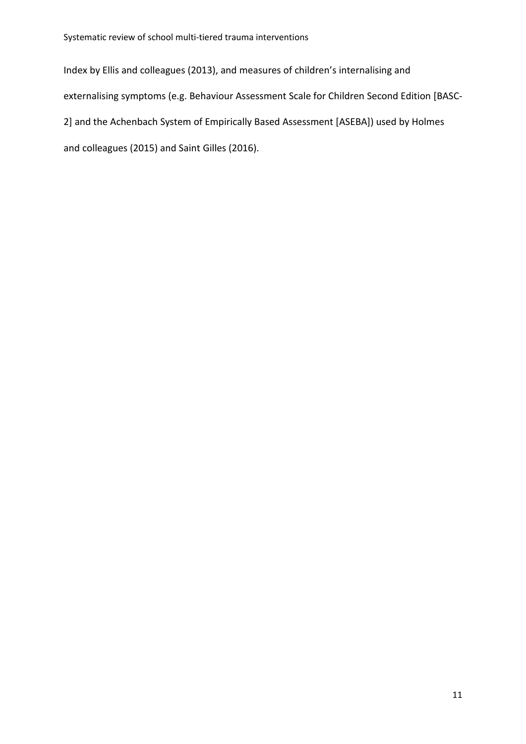Index by Ellis and colleagues (2013), and measures of children's internalising and externalising symptoms (e.g. Behaviour Assessment Scale for Children Second Edition [BASC-2] and the Achenbach System of Empirically Based Assessment [ASEBA]) used by Holmes and colleagues (2015) and Saint Gilles (2016).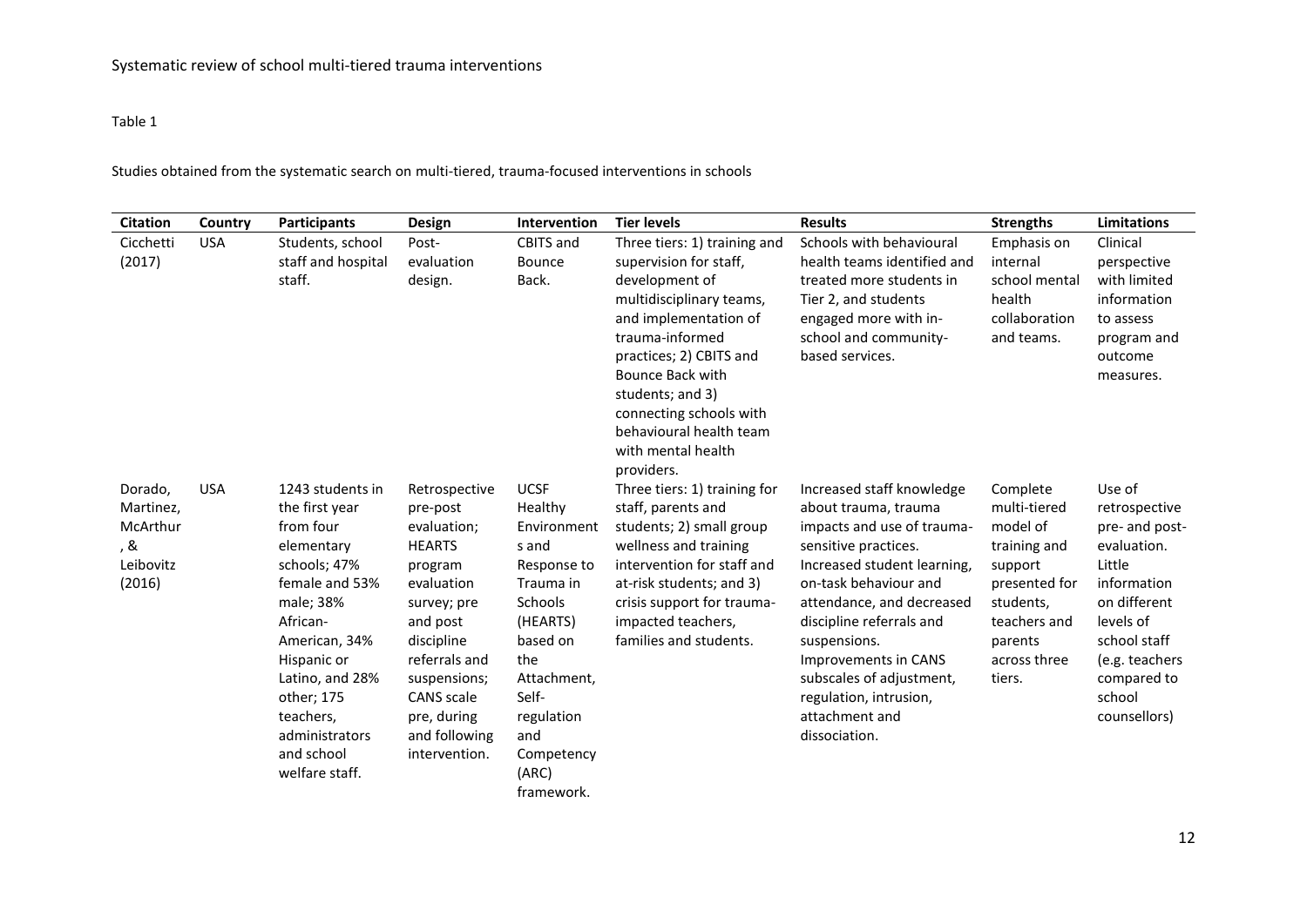Table 1

Studies obtained from the systematic search on multi-tiered, trauma-focused interventions in schools

| Citation | Country | Participants | Design | Intervention | Tier levels | Results | Strengths | Limitations |
|---|---|---|---|---|---|---|---|---|
| Cicchetti (2017) | USA | Students, school staff and hospital staff. | Post-evaluation design. | CBITS and Bounce Back. | Three tiers: 1) training and supervision for staff, development of multidisciplinary teams, and implementation of trauma-informed practices; 2) CBITS and Bounce Back with students; and 3) connecting schools with behavioural health team with mental health providers. | Schools with behavioural health teams identified and treated more students in Tier 2, and students engaged more with in-school and community-based services. | Emphasis on internal school mental health collaboration and teams. | Clinical perspective with limited information to assess program and outcome measures. |
| Dorado, Martinez, McArthur, & Leibovitz (2016) | USA | 1243 students in the first year from four elementary schools; 47% female and 53% male; 38% African-American, 34% Hispanic or Latino, and 28% other; 175 teachers, administrators and school welfare staff. | Retrospective pre-post evaluation; HEARTS program evaluation survey; pre and post discipline referrals and suspensions; CANS scale pre, during and following intervention. | UCSF Healthy Environments and Response to Trauma in Schools (HEARTS) based on the Attachment, Self-regulation and Competency (ARC) framework. | Three tiers: 1) training for staff, parents and students; 2) small group wellness and training intervention for staff and at-risk students; and 3) crisis support for trauma-impacted teachers, families and students. | Increased staff knowledge about trauma, trauma impacts and use of trauma-sensitive practices. Increased student learning, on-task behaviour and attendance, and decreased discipline referrals and suspensions. Improvements in CANS subscales of adjustment, regulation, intrusion, attachment and dissociation. | Complete multi-tiered model of training and support presented for students, teachers and parents across three tiers. | Use of retrospective pre- and post-evaluation. Little information on different levels of school staff (e.g. teachers compared to school counsellors) |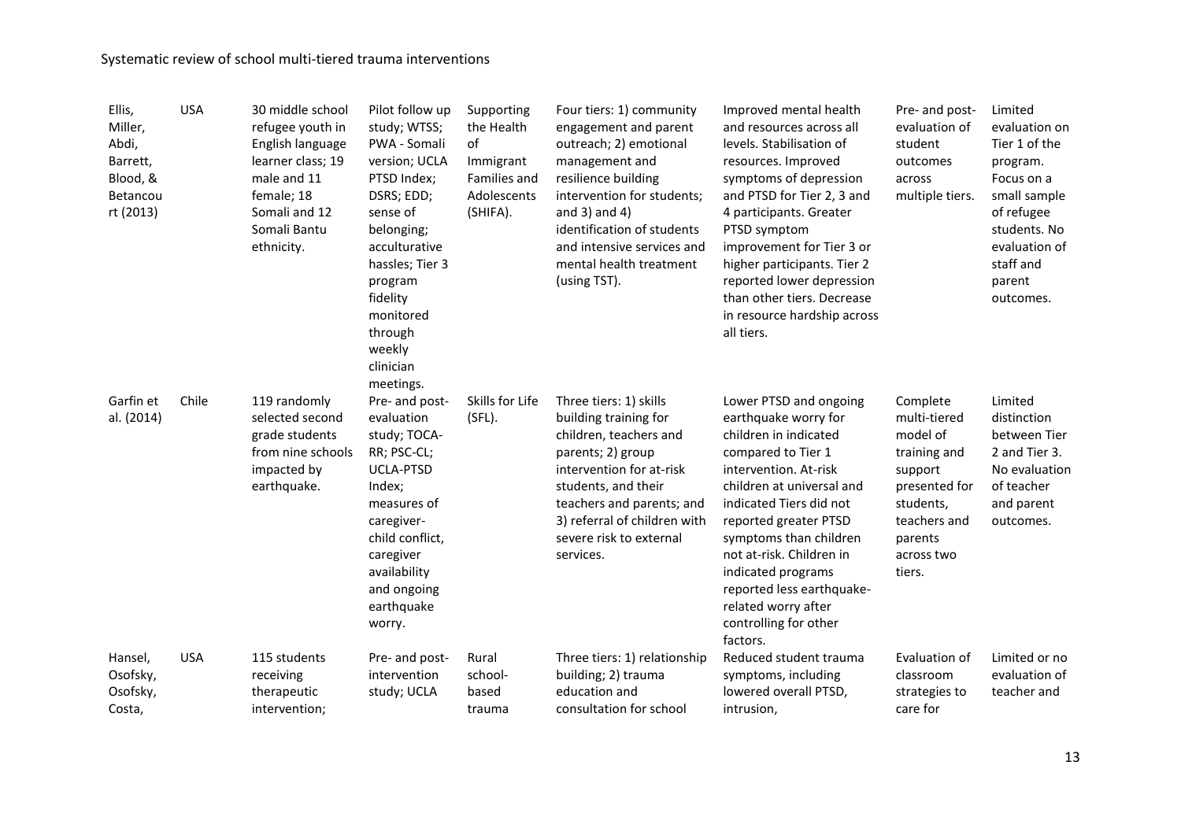| | | | | | | | | |
|---|---|---|---|---|---|---|---|---|
| Ellis, Miller, Abdi, Barrett, Blood, & Betancourt (2013) | USA | 30 middle school refugee youth in English language learner class; 19 male and 11 female; 18 Somali and 12 Somali Bantu ethnicity. | Pilot follow up study; WTSS; PWA - Somali version; UCLA PTSD Index; DSRS; EDD; sense of belonging; acculturative hassles; Tier 3 program fidelity monitored through weekly clinician meetings. | Supporting the Health of Immigrant Families and Adolescents (SHIFA). | Four tiers: 1) community engagement and parent outreach; 2) emotional management and resilience building intervention for students; and 3) and 4) identification of students and intensive services and mental health treatment (using TST). | Improved mental health and resources across all levels. Stabilisation of resources. Improved symptoms of depression and PTSD for Tier 2, 3 and 4 participants. Greater PTSD symptom improvement for Tier 3 or higher participants. Tier 2 reported lower depression than other tiers. Decrease in resource hardship across all tiers. | Pre- and post-evaluation of student outcomes across multiple tiers. | Limited evaluation on Tier 1 of the program. Focus on a small sample of refugee students. No evaluation of staff and parent outcomes. |
| Garfin et al. (2014) | Chile | 119 randomly selected second grade students from nine schools impacted by earthquake. | Pre- and post-evaluation study; TOCA-RR; PSC-CL; UCLA-PTSD Index; measures of caregiver-child conflict, caregiver availability and ongoing earthquake worry. | Skills for Life (SFL). | Three tiers: 1) skills building training for children, teachers and parents; 2) group intervention for at-risk students, and their teachers and parents; and 3) referral of children with severe risk to external services. | Lower PTSD and ongoing earthquake worry for children in indicated compared to Tier 1 intervention. At-risk children at universal and indicated Tiers did not reported greater PTSD symptoms than children not at-risk. Children in indicated programs reported less earthquake-related worry after controlling for other factors. | Complete multi-tiered model of training and support presented for students, teachers and parents across two tiers. | Limited distinction between Tier 2 and Tier 3. No evaluation of teacher and parent outcomes. |
| Hansel, Osofsky, Osofsky, Costa, | USA | 115 students receiving therapeutic intervention; | Pre- and post-intervention study; UCLA | Rural school-based trauma | Three tiers: 1) relationship building; 2) trauma education and consultation for school | Reduced student trauma symptoms, including lowered overall PTSD, intrusion, | Evaluation of classroom strategies to care for | Limited or no evaluation of teacher and |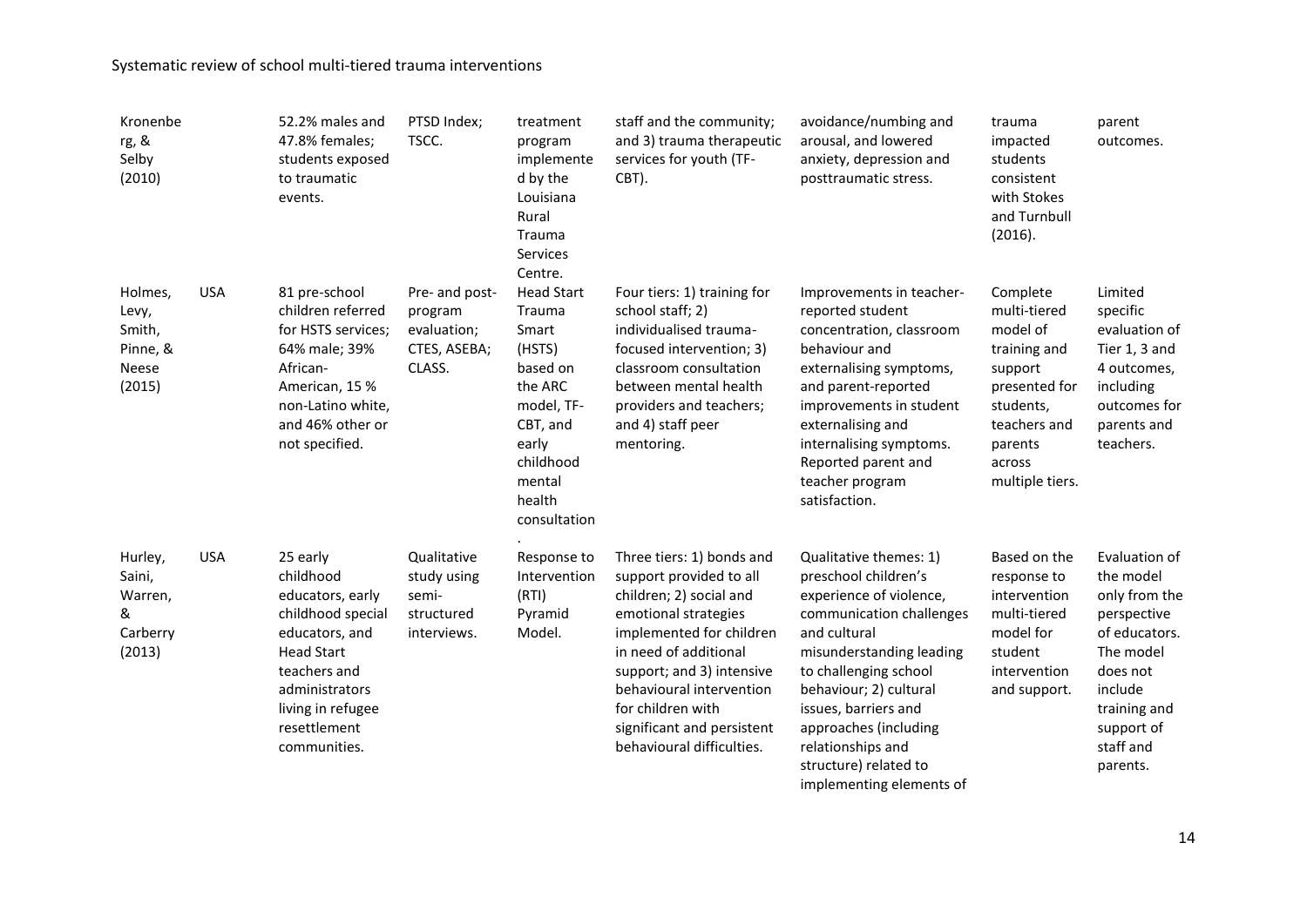| | | | | | | | | |
|---|---|---|---|---|---|---|---|---|
| Kronenberg, & Selby (2010) | | 52.2% males and 47.8% females; students exposed to traumatic events. | PTSD Index; TSCC. | treatment program implemented by the Louisiana Rural Trauma Services Centre. | staff and the community; and 3) trauma therapeutic services for youth (TF-CBT). | avoidance/numbing and arousal, and lowered anxiety, depression and posttraumatic stress. | trauma impacted students consistent with Stokes and Turnbull (2016). | parent outcomes. |
| Holmes, Levy, Smith, Pinne, & Neese (2015) | USA | 81 pre-school children referred for HSTS services; 64% male; 39% African-American, 15 % non-Latino white, and 46% other or not specified. | Pre- and post-program evaluation; CTES, ASEBA; CLASS. | Head Start Trauma Smart (HSTS) based on the ARC model, TF-CBT, and early childhood mental health consultation. | Four tiers: 1) training for school staff; 2) individualised trauma-focused intervention; 3) classroom consultation between mental health providers and teachers; and 4) staff peer mentoring. | Improvements in teacher-reported student concentration, classroom behaviour and externalising symptoms, and parent-reported improvements in student externalising and internalising symptoms. Reported parent and teacher program satisfaction. | Complete multi-tiered model of training and support presented for students, teachers and parents across multiple tiers. | Limited specific evaluation of Tier 1, 3 and 4 outcomes, including outcomes for parents and teachers. |
| Hurley, Saini, Warren, & Carberry (2013) | USA | 25 early childhood educators, early childhood special educators, and Head Start teachers and administrators living in refugee resettlement communities. | Qualitative study using semi-structured interviews. | Response to Intervention (RTI) Pyramid Model. | Three tiers: 1) bonds and support provided to all children; 2) social and emotional strategies implemented for children in need of additional support; and 3) intensive behavioural intervention for children with significant and persistent behavioural difficulties. | Qualitative themes: 1) preschool children's experience of violence, communication challenges and cultural misunderstanding leading to challenging school behaviour; 2) cultural issues, barriers and approaches (including relationships and structure) related to implementing elements of | Based on the response to intervention multi-tiered model for student intervention and support. | Evaluation of the model only from the perspective of educators. The model does not include training and support of staff and parents. |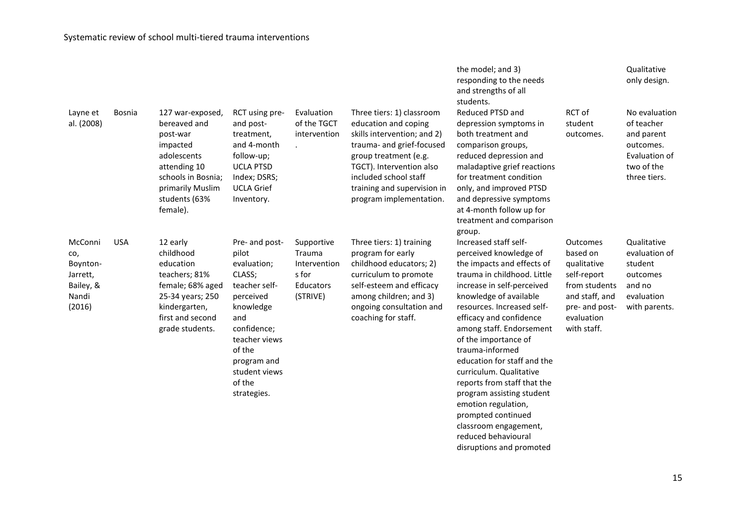| | | | | | | the model; and 3) responding to the needs and strengths of all students. | | Qualitative only design. |
|---|---|---|---|---|---|---|---|---|
| Layne et al. (2008) | Bosnia | 127 war-exposed, bereaved and post-war impacted adolescents attending 10 schools in Bosnia; primarily Muslim students (63% female). | RCT using pre- and post-treatment, and 4-month follow-up; UCLA PTSD Index; DSRS; UCLA Grief Inventory. | Evaluation of the TGCT intervention. | Three tiers: 1) classroom education and coping skills intervention; and 2) trauma- and grief-focused group treatment (e.g. TGCT). Intervention also included school staff training and supervision in program implementation. | Reduced PTSD and depression symptoms in both treatment and comparison groups, reduced depression and maladaptive grief reactions for treatment condition only, and improved PTSD and depressive symptoms at 4-month follow up for treatment and comparison group. | RCT of student outcomes. | No evaluation of teacher and parent outcomes. Evaluation of two of the three tiers. |
| McConnico, Boynton-Jarrett, Bailey, & Nandi (2016) | USA | 12 early childhood education teachers; 81% female; 68% aged 25-34 years; 250 kindergarten, first and second grade students. | Pre- and post-pilot evaluation; CLASS; teacher self-perceived knowledge and confidence; teacher views of the program and student views of the strategies. | Supportive Trauma Interventions for Educators (STRIVE) | Three tiers: 1) training program for early childhood educators; 2) curriculum to promote self-esteem and efficacy among children; and 3) ongoing consultation and coaching for staff. | Increased staff self-perceived knowledge of the impacts and effects of trauma in childhood. Little increase in self-perceived knowledge of available resources. Increased self-efficacy and confidence among staff. Endorsement of the importance of trauma-informed education for staff and the curriculum. Qualitative reports from staff that the program assisting student emotion regulation, prompted continued classroom engagement, reduced behavioural disruptions and promoted | Outcomes based on qualitative self-report from students and staff, and pre- and post-evaluation with staff. | Qualitative evaluation of student outcomes and no evaluation with parents. |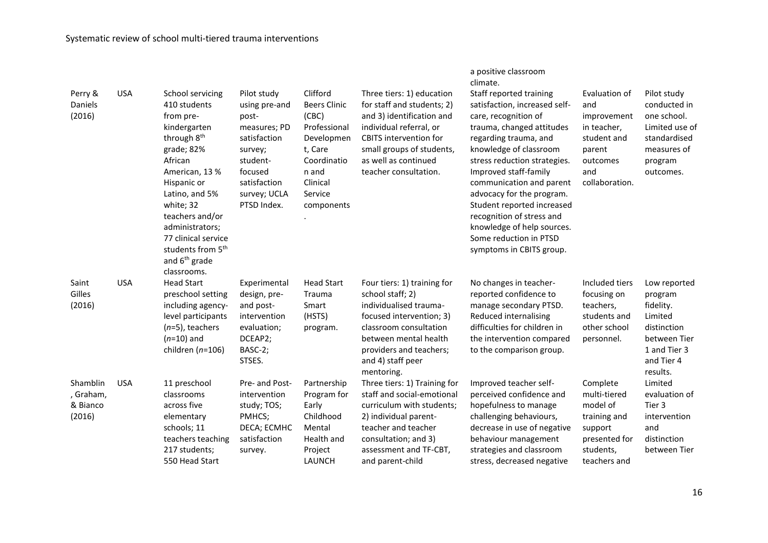| | | | | | | a positive classroom climate. | | |
|---|---|---|---|---|---|---|---|---|
| Perry & Daniels (2016) | USA | School servicing 410 students from pre-kindergarten through 8th grade; 82% African American, 13 % Hispanic or Latino, and 5% white; 32 teachers and/or administrators; 77 clinical service students from 5th and 6th grade classrooms. | Pilot study using pre-and post-measures; PD satisfaction survey; student-focused satisfaction survey; UCLA PTSD Index. | Clifford Beers Clinic (CBC) Professional Development, Care Coordination and Clinical Service components. | Three tiers: 1) education for staff and students; 2) and 3) identification and individual referral, or CBITS intervention for small groups of students, as well as continued teacher consultation. | Staff reported training satisfaction, increased self-care, recognition of trauma, changed attitudes regarding trauma, and knowledge of classroom stress reduction strategies. Improved staff-family communication and parent advocacy for the program. Student reported increased recognition of stress and knowledge of help sources. Some reduction in PTSD symptoms in CBITS group. | Evaluation of and improvement in teacher, student and parent outcomes and collaboration. | Pilot study conducted in one school. Limited use of standardised measures of program outcomes. |
| Saint Gilles (2016) | USA | Head Start preschool setting including agency-level participants (*n*=5), teachers (*n*=10) and children (*n*=106) | Experimental design, pre- and post-intervention evaluation; DCEAP2; BASC-2; STSES. | Head Start Trauma Smart (HSTS) program. | Four tiers: 1) training for school staff; 2) individualised trauma-focused intervention; 3) classroom consultation between mental health providers and teachers; and 4) staff peer mentoring. | No changes in teacher-reported confidence to manage secondary PTSD. Reduced internalising difficulties for children in the intervention compared to the comparison group. | Included tiers focusing on teachers, students and other school personnel. | Low reported program fidelity. Limited distinction between Tier 1 and Tier 3 and Tier 4 results. |
| Shamblin, Graham, & Bianco (2016) | USA | 11 preschool classrooms across five elementary schools; 11 teachers teaching 217 students; 550 Head Start | Pre- and Post-intervention study; TOS; PMHCS; DECA; ECMHC satisfaction survey. | Partnership Program for Early Childhood Mental Health and Project LAUNCH | Three tiers: 1) Training for staff and social-emotional curriculum with students; 2) individual parent-teacher and teacher consultation; and 3) assessment and TF-CBT, and parent-child | Improved teacher self-perceived confidence and hopefulness to manage challenging behaviours, decrease in use of negative behaviour management strategies and classroom stress, decreased negative | Complete multi-tiered model of training and support presented for students, teachers and | Limited evaluation of Tier 3 intervention and distinction between Tier |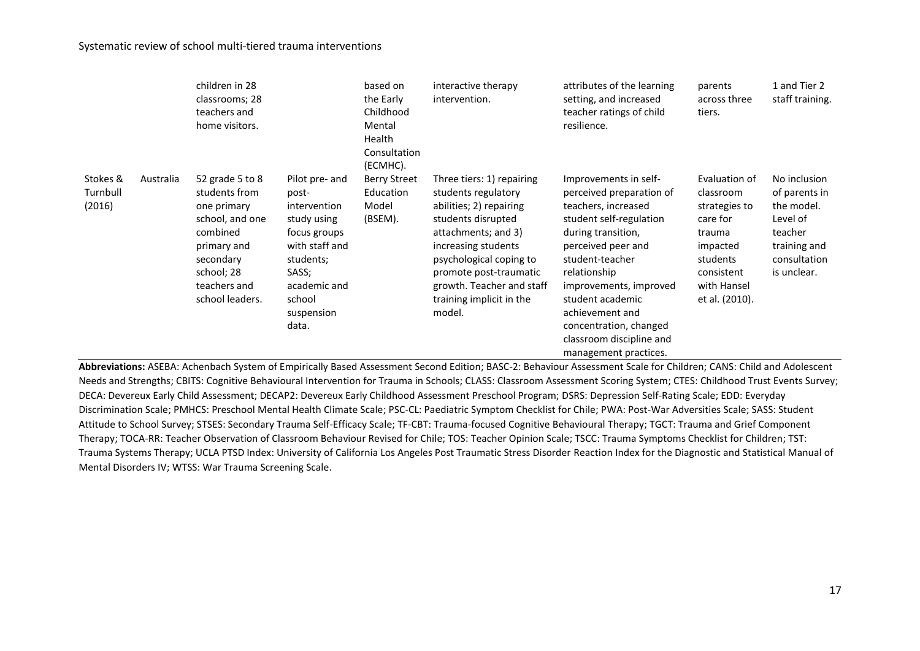|  |  | children in 28 classrooms; 28 teachers and home visitors. |  | based on the Early Childhood Mental Health Consultation (ECMHC). | interactive therapy intervention. | attributes of the learning setting, and increased teacher ratings of child resilience. | parents across three tiers. | 1 and Tier 2 staff training. |
|---|---|---|---|---|---|---|---|---|
| Stokes & Turnbull (2016) | Australia | 52 grade 5 to 8 students from one primary school, and one combined primary and secondary school; 28 teachers and school leaders. | Pilot pre- and post-intervention study using focus groups with staff and students; SASS; academic and school suspension data. | Berry Street Education Model (BSEM). | Three tiers: 1) repairing students regulatory abilities; 2) repairing students disrupted attachments; and 3) increasing students psychological coping to promote post-traumatic growth. Teacher and staff training implicit in the model. | Improvements in self-perceived preparation of teachers, increased student self-regulation during transition, perceived peer and student-teacher relationship improvements, improved student academic achievement and concentration, changed classroom discipline and management practices. | Evaluation of classroom strategies to care for trauma impacted students consistent with Hansel et al. (2010). | No inclusion of parents in the model. Level of teacher training and consultation is unclear. |

**Abbreviations:** ASEBA: Achenbach System of Empirically Based Assessment Second Edition; BASC-2: Behaviour Assessment Scale for Children; CANS: Child and Adolescent Needs and Strengths; CBITS: Cognitive Behavioural Intervention for Trauma in Schools; CLASS: Classroom Assessment Scoring System; CTES: Childhood Trust Events Survey; DECA: Devereux Early Child Assessment; DECAP2: Devereux Early Childhood Assessment Preschool Program; DSRS: Depression Self-Rating Scale; EDD: Everyday Discrimination Scale; PMHCS: Preschool Mental Health Climate Scale; PSC-CL: Paediatric Symptom Checklist for Chile; PWA: Post-War Adversities Scale; SASS: Student Attitude to School Survey; STSES: Secondary Trauma Self-Efficacy Scale; TF-CBT: Trauma-focused Cognitive Behavioural Therapy; TGCT: Trauma and Grief Component Therapy; TOCA-RR: Teacher Observation of Classroom Behaviour Revised for Chile; TOS: Teacher Opinion Scale; TSCC: Trauma Symptoms Checklist for Children; TST: Trauma Systems Therapy; UCLA PTSD Index: University of California Los Angeles Post Traumatic Stress Disorder Reaction Index for the Diagnostic and Statistical Manual of Mental Disorders IV; WTSS: War Trauma Screening Scale.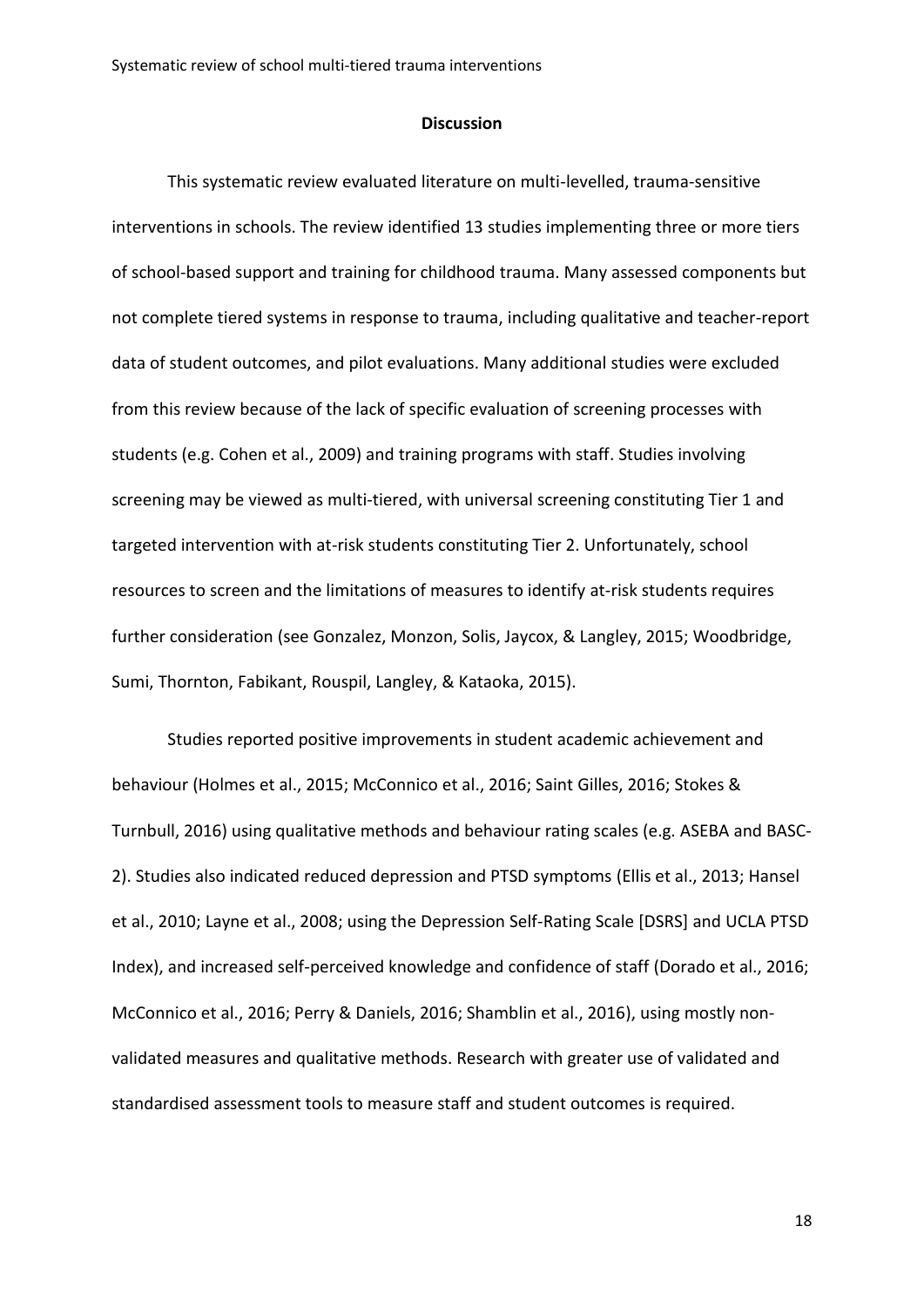## Discussion

This systematic review evaluated literature on multi-levelled, trauma-sensitive interventions in schools. The review identified 13 studies implementing three or more tiers of school-based support and training for childhood trauma. Many assessed components but not complete tiered systems in response to trauma, including qualitative and teacher-report data of student outcomes, and pilot evaluations. Many additional studies were excluded from this review because of the lack of specific evaluation of screening processes with students (e.g. Cohen et al., 2009) and training programs with staff. Studies involving screening may be viewed as multi-tiered, with universal screening constituting Tier 1 and targeted intervention with at-risk students constituting Tier 2. Unfortunately, school resources to screen and the limitations of measures to identify at-risk students requires further consideration (see Gonzalez, Monzon, Solis, Jaycox, & Langley, 2015; Woodbridge, Sumi, Thornton, Fabikant, Rouspil, Langley, & Kataoka, 2015).

Studies reported positive improvements in student academic achievement and behaviour (Holmes et al., 2015; McConnico et al., 2016; Saint Gilles, 2016; Stokes & Turnbull, 2016) using qualitative methods and behaviour rating scales (e.g. ASEBA and BASC-2). Studies also indicated reduced depression and PTSD symptoms (Ellis et al., 2013; Hansel et al., 2010; Layne et al., 2008; using the Depression Self-Rating Scale [DSRS] and UCLA PTSD Index), and increased self-perceived knowledge and confidence of staff (Dorado et al., 2016; McConnico et al., 2016; Perry & Daniels, 2016; Shamblin et al., 2016), using mostly non-validated measures and qualitative methods. Research with greater use of validated and standardised assessment tools to measure staff and student outcomes is required.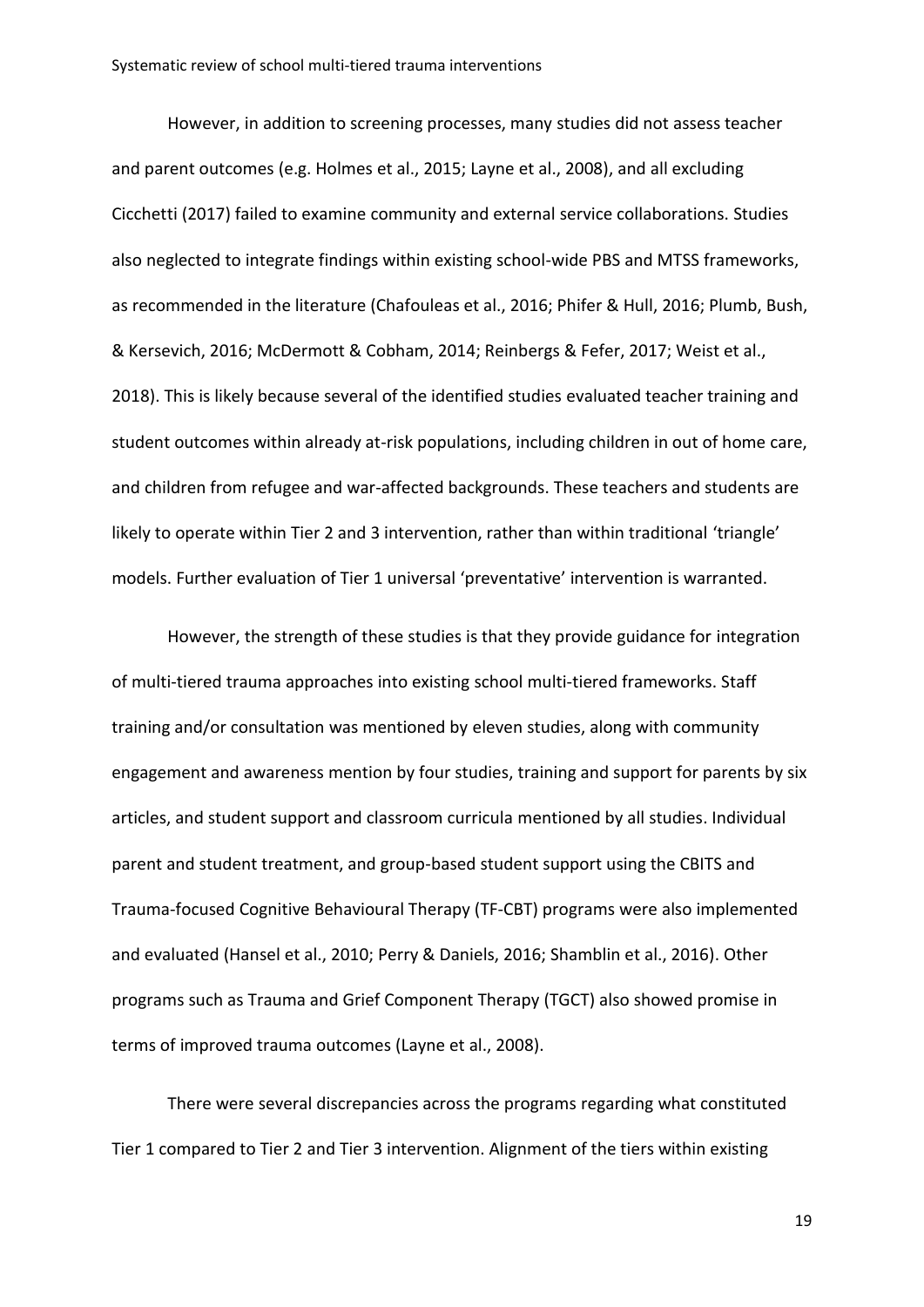However, in addition to screening processes, many studies did not assess teacher and parent outcomes (e.g. Holmes et al., 2015; Layne et al., 2008), and all excluding Cicchetti (2017) failed to examine community and external service collaborations. Studies also neglected to integrate findings within existing school-wide PBS and MTSS frameworks, as recommended in the literature (Chafouleas et al., 2016; Phifer & Hull, 2016; Plumb, Bush, & Kersevich, 2016; McDermott & Cobham, 2014; Reinbergs & Fefer, 2017; Weist et al., 2018). This is likely because several of the identified studies evaluated teacher training and student outcomes within already at-risk populations, including children in out of home care, and children from refugee and war-affected backgrounds. These teachers and students are likely to operate within Tier 2 and 3 intervention, rather than within traditional 'triangle' models. Further evaluation of Tier 1 universal 'preventative' intervention is warranted.

However, the strength of these studies is that they provide guidance for integration of multi-tiered trauma approaches into existing school multi-tiered frameworks. Staff training and/or consultation was mentioned by eleven studies, along with community engagement and awareness mention by four studies, training and support for parents by six articles, and student support and classroom curricula mentioned by all studies. Individual parent and student treatment, and group-based student support using the CBITS and Trauma-focused Cognitive Behavioural Therapy (TF-CBT) programs were also implemented and evaluated (Hansel et al., 2010; Perry & Daniels, 2016; Shamblin et al., 2016). Other programs such as Trauma and Grief Component Therapy (TGCT) also showed promise in terms of improved trauma outcomes (Layne et al., 2008).

There were several discrepancies across the programs regarding what constituted Tier 1 compared to Tier 2 and Tier 3 intervention. Alignment of the tiers within existing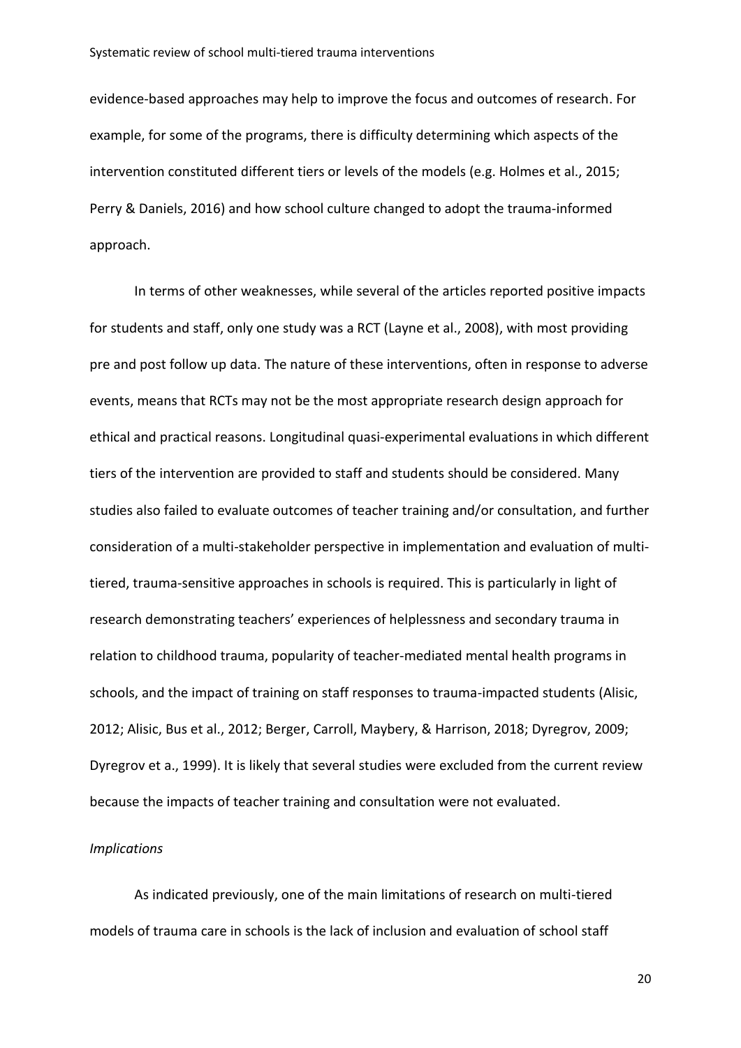evidence-based approaches may help to improve the focus and outcomes of research. For example, for some of the programs, there is difficulty determining which aspects of the intervention constituted different tiers or levels of the models (e.g. Holmes et al., 2015; Perry & Daniels, 2016) and how school culture changed to adopt the trauma-informed approach.

In terms of other weaknesses, while several of the articles reported positive impacts for students and staff, only one study was a RCT (Layne et al., 2008), with most providing pre and post follow up data. The nature of these interventions, often in response to adverse events, means that RCTs may not be the most appropriate research design approach for ethical and practical reasons. Longitudinal quasi-experimental evaluations in which different tiers of the intervention are provided to staff and students should be considered. Many studies also failed to evaluate outcomes of teacher training and/or consultation, and further consideration of a multi-stakeholder perspective in implementation and evaluation of multi-tiered, trauma-sensitive approaches in schools is required. This is particularly in light of research demonstrating teachers' experiences of helplessness and secondary trauma in relation to childhood trauma, popularity of teacher-mediated mental health programs in schools, and the impact of training on staff responses to trauma-impacted students (Alisic, 2012; Alisic, Bus et al., 2012; Berger, Carroll, Maybery, & Harrison, 2018; Dyregrov, 2009; Dyregrov et a., 1999). It is likely that several studies were excluded from the current review because the impacts of teacher training and consultation were not evaluated.

*Implications*

As indicated previously, one of the main limitations of research on multi-tiered models of trauma care in schools is the lack of inclusion and evaluation of school staff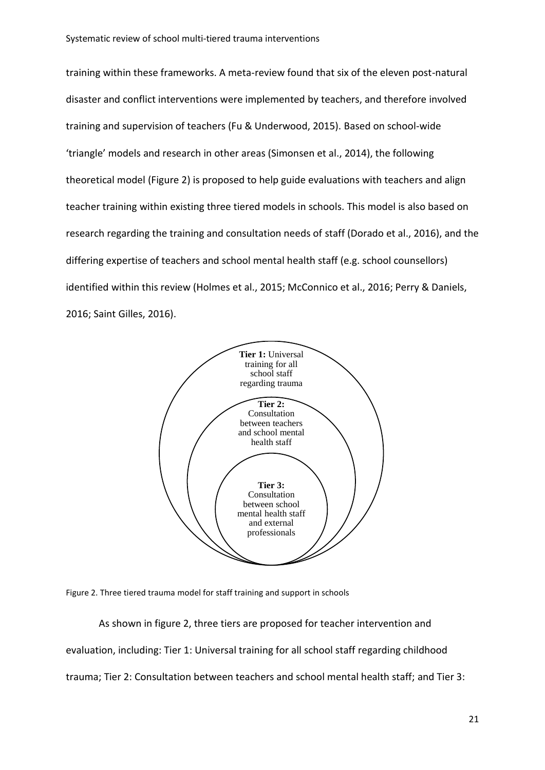training within these frameworks. A meta-review found that six of the eleven post-natural disaster and conflict interventions were implemented by teachers, and therefore involved training and supervision of teachers (Fu & Underwood, 2015). Based on school-wide 'triangle' models and research in other areas (Simonsen et al., 2014), the following theoretical model (Figure 2) is proposed to help guide evaluations with teachers and align teacher training within existing three tiered models in schools. This model is also based on research regarding the training and consultation needs of staff (Dorado et al., 2016), and the differing expertise of teachers and school mental health staff (e.g. school counsellors) identified within this review (Holmes et al., 2015; McConnico et al., 2016; Perry & Daniels, 2016; Saint Gilles, 2016).

**Tier 1:** Universal training for all school staff regarding trauma

**Tier 2:** Consultation between teachers and school mental health staff

**Tier 3:** Consultation between school mental health staff and external professionals

Figure 2. Three tiered trauma model for staff training and support in schools

As shown in figure 2, three tiers are proposed for teacher intervention and evaluation, including: Tier 1: Universal training for all school staff regarding childhood trauma; Tier 2: Consultation between teachers and school mental health staff; and Tier 3: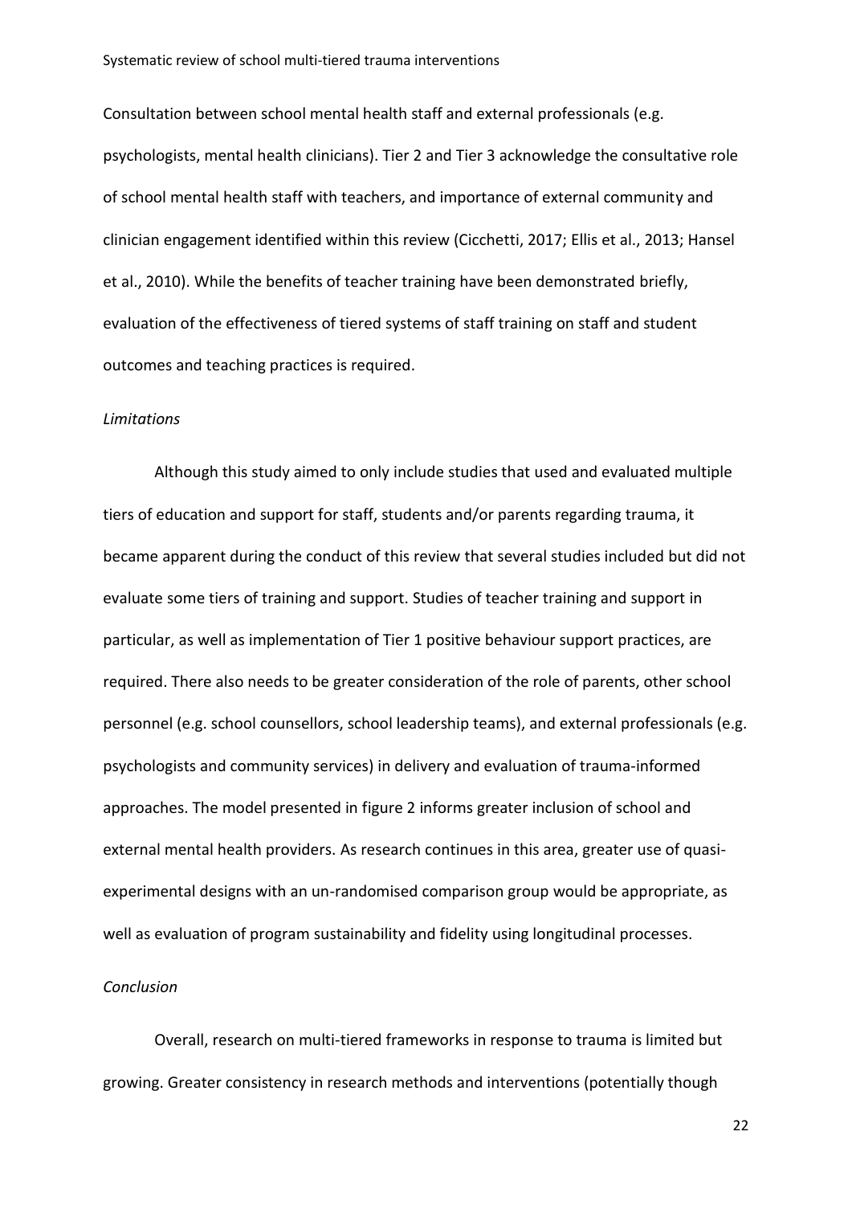Consultation between school mental health staff and external professionals (e.g. psychologists, mental health clinicians). Tier 2 and Tier 3 acknowledge the consultative role of school mental health staff with teachers, and importance of external community and clinician engagement identified within this review (Cicchetti, 2017; Ellis et al., 2013; Hansel et al., 2010). While the benefits of teacher training have been demonstrated briefly, evaluation of the effectiveness of tiered systems of staff training on staff and student outcomes and teaching practices is required.

*Limitations*

Although this study aimed to only include studies that used and evaluated multiple tiers of education and support for staff, students and/or parents regarding trauma, it became apparent during the conduct of this review that several studies included but did not evaluate some tiers of training and support. Studies of teacher training and support in particular, as well as implementation of Tier 1 positive behaviour support practices, are required. There also needs to be greater consideration of the role of parents, other school personnel (e.g. school counsellors, school leadership teams), and external professionals (e.g. psychologists and community services) in delivery and evaluation of trauma-informed approaches. The model presented in figure 2 informs greater inclusion of school and external mental health providers. As research continues in this area, greater use of quasi-experimental designs with an un-randomised comparison group would be appropriate, as well as evaluation of program sustainability and fidelity using longitudinal processes.

*Conclusion*

Overall, research on multi-tiered frameworks in response to trauma is limited but growing. Greater consistency in research methods and interventions (potentially though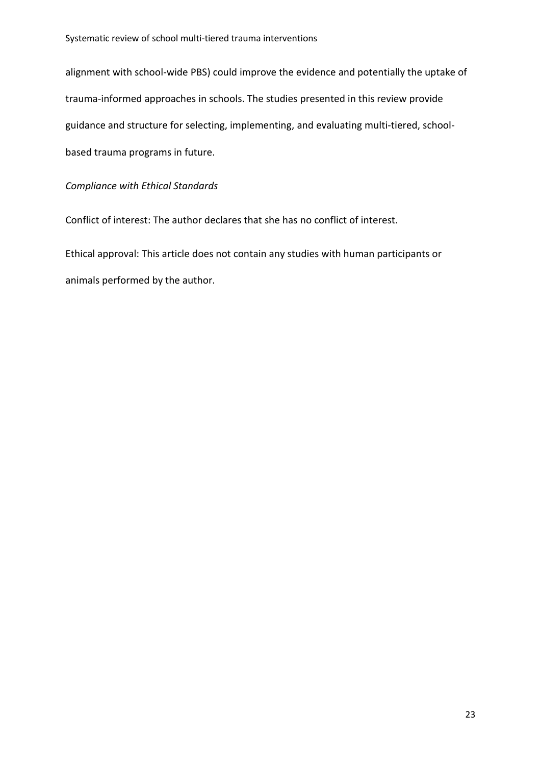alignment with school-wide PBS) could improve the evidence and potentially the uptake of trauma-informed approaches in schools. The studies presented in this review provide guidance and structure for selecting, implementing, and evaluating multi-tiered, school-based trauma programs in future.

*Compliance with Ethical Standards*

Conflict of interest: The author declares that she has no conflict of interest.

Ethical approval: This article does not contain any studies with human participants or animals performed by the author.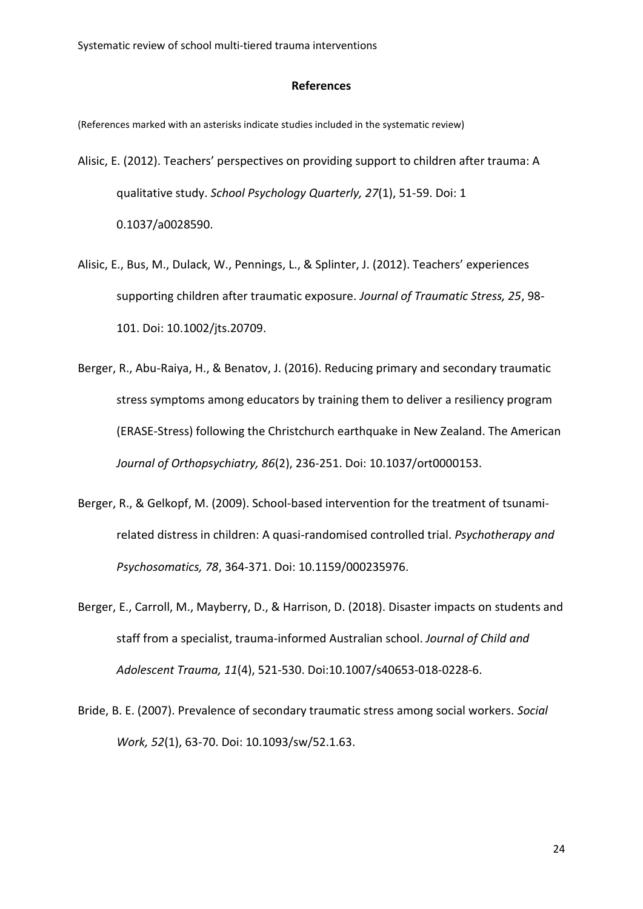# References

(References marked with an asterisks indicate studies included in the systematic review)

Alisic, E. (2012). Teachers' perspectives on providing support to children after trauma: A qualitative study. *School Psychology Quarterly, 27*(1), 51-59. Doi: 1 0.1037/a0028590.

Alisic, E., Bus, M., Dulack, W., Pennings, L., & Splinter, J. (2012). Teachers' experiences supporting children after traumatic exposure. *Journal of Traumatic Stress, 25*, 98-101. Doi: 10.1002/jts.20709.

Berger, R., Abu-Raiya, H., & Benatov, J. (2016). Reducing primary and secondary traumatic stress symptoms among educators by training them to deliver a resiliency program (ERASE-Stress) following the Christchurch earthquake in New Zealand. The American *Journal of Orthopsychiatry, 86*(2), 236-251. Doi: 10.1037/ort0000153.

Berger, R., & Gelkopf, M. (2009). School-based intervention for the treatment of tsunami-related distress in children: A quasi-randomised controlled trial. *Psychotherapy and Psychosomatics, 78*, 364-371. Doi: 10.1159/000235976.

Berger, E., Carroll, M., Mayberry, D., & Harrison, D. (2018). Disaster impacts on students and staff from a specialist, trauma-informed Australian school. *Journal of Child and Adolescent Trauma, 11*(4), 521-530. Doi:10.1007/s40653-018-0228-6.

Bride, B. E. (2007). Prevalence of secondary traumatic stress among social workers. *Social Work, 52*(1), 63-70. Doi: 10.1093/sw/52.1.63.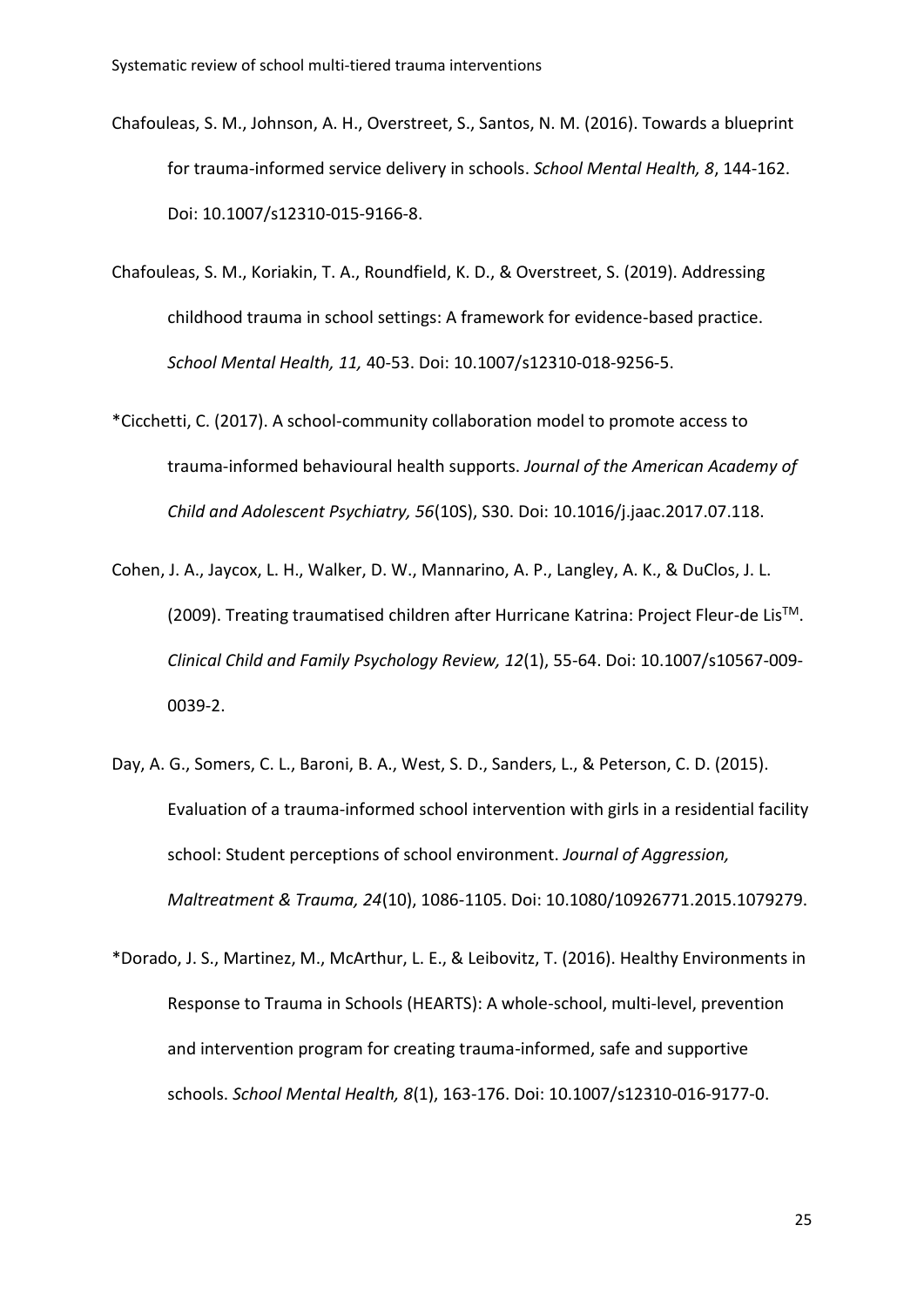Chafouleas, S. M., Johnson, A. H., Overstreet, S., Santos, N. M. (2016). Towards a blueprint for trauma-informed service delivery in schools. *School Mental Health, 8*, 144-162. Doi: 10.1007/s12310-015-9166-8.

Chafouleas, S. M., Koriakin, T. A., Roundfield, K. D., & Overstreet, S. (2019). Addressing childhood trauma in school settings: A framework for evidence-based practice. *School Mental Health, 11,* 40-53. Doi: 10.1007/s12310-018-9256-5.

*Cicchetti, C. (2017). A school-community collaboration model to promote access to trauma-informed behavioural health supports. *Journal of the American Academy of Child and Adolescent Psychiatry, 56*(10S), S30. Doi: 10.1016/j.jaac.2017.07.118.

Cohen, J. A., Jaycox, L. H., Walker, D. W., Mannarino, A. P., Langley, A. K., & DuClos, J. L. (2009). Treating traumatised children after Hurricane Katrina: Project Fleur-de Lis[TM]. *Clinical Child and Family Psychology Review, 12*(1), 55-64. Doi: 10.1007/s10567-009-0039-2.

Day, A. G., Somers, C. L., Baroni, B. A., West, S. D., Sanders, L., & Peterson, C. D. (2015). Evaluation of a trauma-informed school intervention with girls in a residential facility school: Student perceptions of school environment. *Journal of Aggression, Maltreatment & Trauma, 24*(10), 1086-1105. Doi: 10.1080/10926771.2015.1079279.

*Dorado, J. S., Martinez, M., McArthur, L. E., & Leibovitz, T. (2016). Healthy Environments in Response to Trauma in Schools (HEARTS): A whole-school, multi-level, prevention and intervention program for creating trauma-informed, safe and supportive schools. *School Mental Health, 8*(1), 163-176. Doi: 10.1007/s12310-016-9177-0.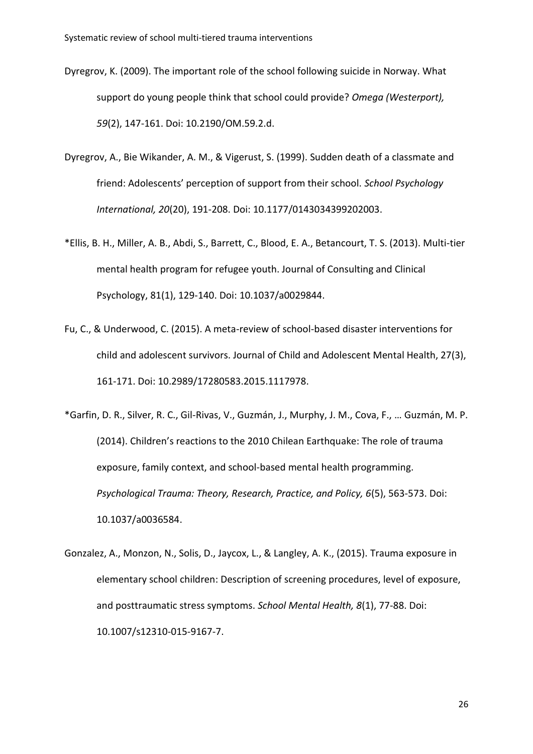Dyregrov, K. (2009). The important role of the school following suicide in Norway. What support do young people think that school could provide? *Omega (Westerport), 59*(2), 147-161. Doi: 10.2190/OM.59.2.d.

Dyregrov, A., Bie Wikander, A. M., & Vigerust, S. (1999). Sudden death of a classmate and friend: Adolescents' perception of support from their school. *School Psychology International, 20*(20), 191-208. Doi: 10.1177/0143034399202003.

*Ellis, B. H., Miller, A. B., Abdi, S., Barrett, C., Blood, E. A., Betancourt, T. S. (2013). Multi-tier mental health program for refugee youth. Journal of Consulting and Clinical Psychology, 81(1), 129-140. Doi: 10.1037/a0029844.

Fu, C., & Underwood, C. (2015). A meta-review of school-based disaster interventions for child and adolescent survivors. Journal of Child and Adolescent Mental Health, 27(3), 161-171. Doi: 10.2989/17280583.2015.1117978.

*Garfin, D. R., Silver, R. C., Gil-Rivas, V., Guzmán, J., Murphy, J. M., Cova, F., … Guzmán, M. P. (2014). Children's reactions to the 2010 Chilean Earthquake: The role of trauma exposure, family context, and school-based mental health programming. *Psychological Trauma: Theory, Research, Practice, and Policy, 6*(5), 563-573. Doi: 10.1037/a0036584.

Gonzalez, A., Monzon, N., Solis, D., Jaycox, L., & Langley, A. K., (2015). Trauma exposure in elementary school children: Description of screening procedures, level of exposure, and posttraumatic stress symptoms. *School Mental Health, 8*(1), 77-88. Doi: 10.1007/s12310-015-9167-7.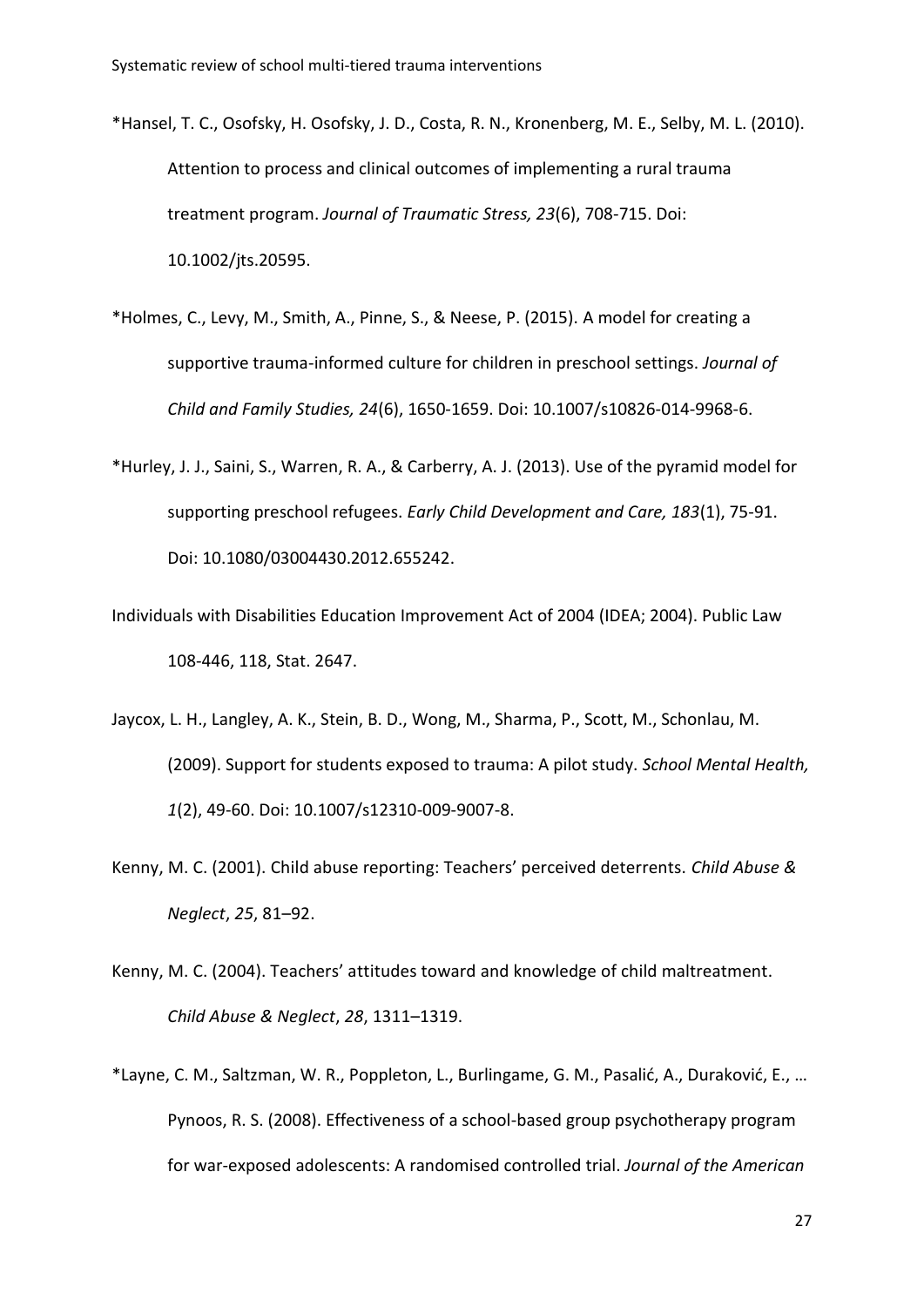*Hansel, T. C., Osofsky, H. Osofsky, J. D., Costa, R. N., Kronenberg, M. E., Selby, M. L. (2010). Attention to process and clinical outcomes of implementing a rural trauma treatment program. *Journal of Traumatic Stress, 23*(6), 708-715. Doi: 10.1002/jts.20595.

*Holmes, C., Levy, M., Smith, A., Pinne, S., & Neese, P. (2015). A model for creating a supportive trauma-informed culture for children in preschool settings. *Journal of Child and Family Studies, 24*(6), 1650-1659. Doi: 10.1007/s10826-014-9968-6.

*Hurley, J. J., Saini, S., Warren, R. A., & Carberry, A. J. (2013). Use of the pyramid model for supporting preschool refugees. *Early Child Development and Care, 183*(1), 75-91. Doi: 10.1080/03004430.2012.655242.

Individuals with Disabilities Education Improvement Act of 2004 (IDEA; 2004). Public Law 108-446, 118, Stat. 2647.

Jaycox, L. H., Langley, A. K., Stein, B. D., Wong, M., Sharma, P., Scott, M., Schonlau, M. (2009). Support for students exposed to trauma: A pilot study. *School Mental Health, 1*(2), 49-60. Doi: 10.1007/s12310-009-9007-8.

Kenny, M. C. (2001). Child abuse reporting: Teachers' perceived deterrents. *Child Abuse & Neglect*, *25*, 81–92.

Kenny, M. C. (2004). Teachers' attitudes toward and knowledge of child maltreatment. *Child Abuse & Neglect*, *28*, 1311–1319.

*Layne, C. M., Saltzman, W. R., Poppleton, L., Burlingame, G. M., Pasalić, A., Duraković, E., … Pynoos, R. S. (2008). Effectiveness of a school-based group psychotherapy program for war-exposed adolescents: A randomised controlled trial. *Journal of the American*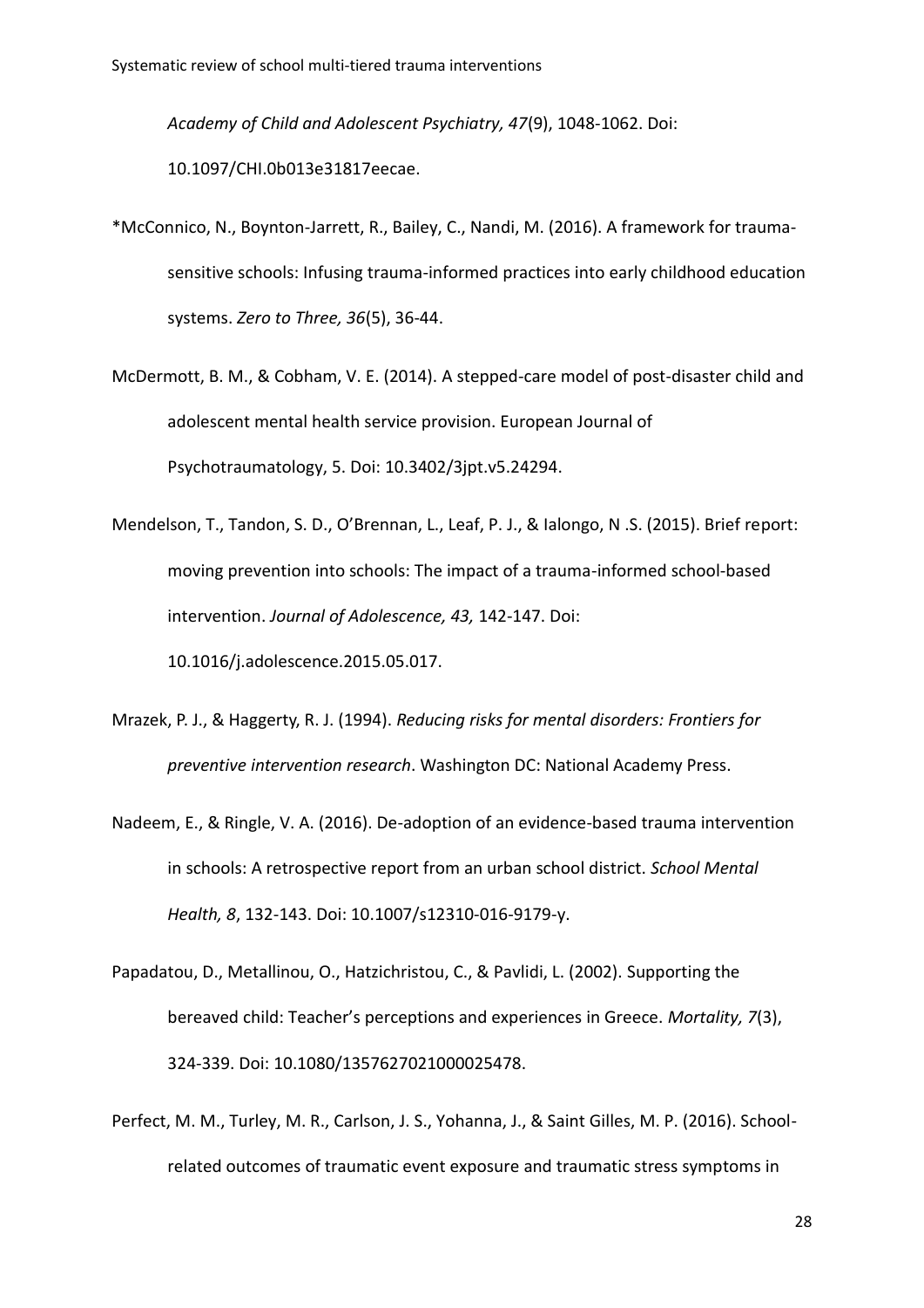*Academy of Child and Adolescent Psychiatry, 47*(9), 1048-1062. Doi: 10.1097/CHI.0b013e31817eecae.

*McConnico, N., Boynton-Jarrett, R., Bailey, C., Nandi, M. (2016). A framework for trauma-sensitive schools: Infusing trauma-informed practices into early childhood education systems. *Zero to Three, 36*(5), 36-44.

McDermott, B. M., & Cobham, V. E. (2014). A stepped-care model of post-disaster child and adolescent mental health service provision. European Journal of Psychotraumatology, 5. Doi: 10.3402/3jpt.v5.24294.

Mendelson, T., Tandon, S. D., O'Brennan, L., Leaf, P. J., & Ialongo, N .S. (2015). Brief report: moving prevention into schools: The impact of a trauma-informed school-based intervention. *Journal of Adolescence, 43,* 142-147. Doi: 10.1016/j.adolescence.2015.05.017.

Mrazek, P. J., & Haggerty, R. J. (1994). *Reducing risks for mental disorders: Frontiers for preventive intervention research*. Washington DC: National Academy Press.

Nadeem, E., & Ringle, V. A. (2016). De-adoption of an evidence-based trauma intervention in schools: A retrospective report from an urban school district. *School Mental Health, 8*, 132-143. Doi: 10.1007/s12310-016-9179-y.

Papadatou, D., Metallinou, O., Hatzichristou, C., & Pavlidi, L. (2002). Supporting the bereaved child: Teacher's perceptions and experiences in Greece. *Mortality, 7*(3), 324-339. Doi: 10.1080/1357627021000025478.

Perfect, M. M., Turley, M. R., Carlson, J. S., Yohanna, J., & Saint Gilles, M. P. (2016). School-related outcomes of traumatic event exposure and traumatic stress symptoms in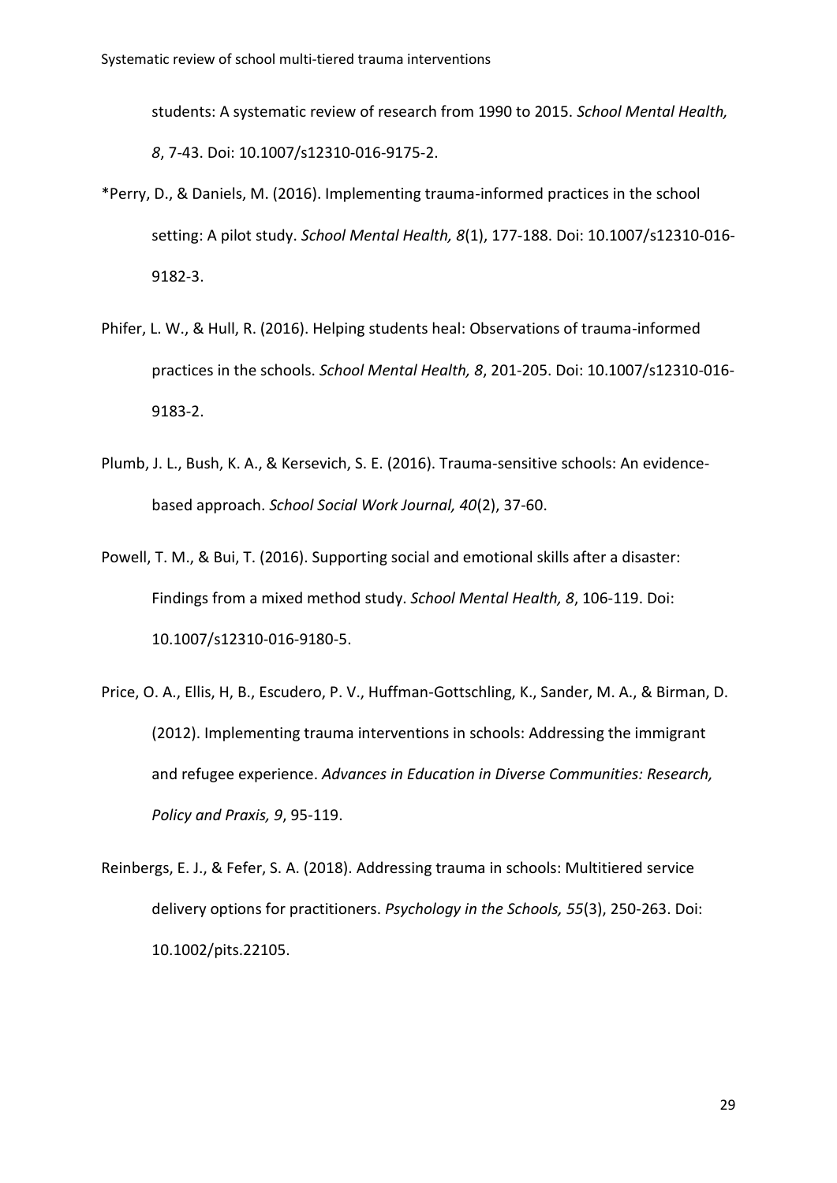students: A systematic review of research from 1990 to 2015. *School Mental Health, 8*, 7-43. Doi: 10.1007/s12310-016-9175-2.

*Perry, D., & Daniels, M. (2016). Implementing trauma-informed practices in the school setting: A pilot study. *School Mental Health, 8*(1), 177-188. Doi: 10.1007/s12310-016-9182-3.

Phifer, L. W., & Hull, R. (2016). Helping students heal: Observations of trauma-informed practices in the schools. *School Mental Health, 8*, 201-205. Doi: 10.1007/s12310-016-9183-2.

Plumb, J. L., Bush, K. A., & Kersevich, S. E. (2016). Trauma-sensitive schools: An evidence-based approach. *School Social Work Journal, 40*(2), 37-60.

Powell, T. M., & Bui, T. (2016). Supporting social and emotional skills after a disaster: Findings from a mixed method study. *School Mental Health, 8*, 106-119. Doi: 10.1007/s12310-016-9180-5.

Price, O. A., Ellis, H, B., Escudero, P. V., Huffman-Gottschling, K., Sander, M. A., & Birman, D. (2012). Implementing trauma interventions in schools: Addressing the immigrant and refugee experience. *Advances in Education in Diverse Communities: Research, Policy and Praxis, 9*, 95-119.

Reinbergs, E. J., & Fefer, S. A. (2018). Addressing trauma in schools: Multitiered service delivery options for practitioners. *Psychology in the Schools, 55*(3), 250-263. Doi: 10.1002/pits.22105.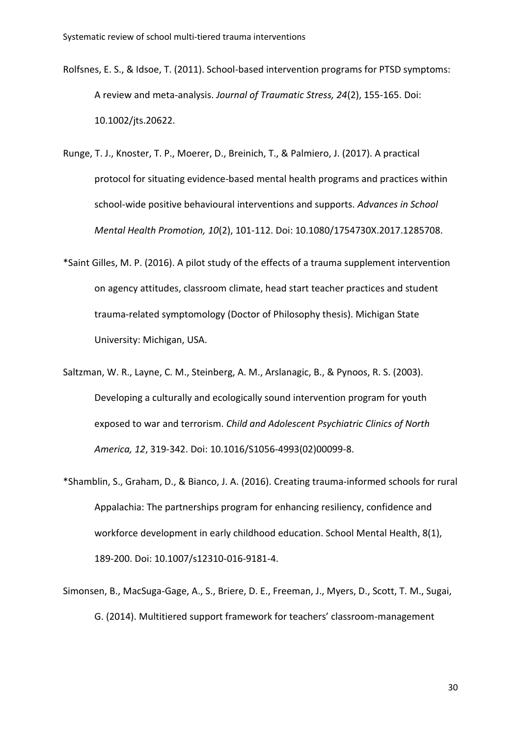Rolfsnes, E. S., & Idsoe, T. (2011). School-based intervention programs for PTSD symptoms: A review and meta-analysis. *Journal of Traumatic Stress, 24*(2), 155-165. Doi: 10.1002/jts.20622.

Runge, T. J., Knoster, T. P., Moerer, D., Breinich, T., & Palmiero, J. (2017). A practical protocol for situating evidence-based mental health programs and practices within school-wide positive behavioural interventions and supports. *Advances in School Mental Health Promotion, 10*(2), 101-112. Doi: 10.1080/1754730X.2017.1285708.

*Saint Gilles, M. P. (2016). A pilot study of the effects of a trauma supplement intervention on agency attitudes, classroom climate, head start teacher practices and student trauma-related symptomology (Doctor of Philosophy thesis). Michigan State University: Michigan, USA.

Saltzman, W. R., Layne, C. M., Steinberg, A. M., Arslanagic, B., & Pynoos, R. S. (2003). Developing a culturally and ecologically sound intervention program for youth exposed to war and terrorism. *Child and Adolescent Psychiatric Clinics of North America, 12*, 319-342. Doi: 10.1016/S1056-4993(02)00099-8.

*Shamblin, S., Graham, D., & Bianco, J. A. (2016). Creating trauma-informed schools for rural Appalachia: The partnerships program for enhancing resiliency, confidence and workforce development in early childhood education. School Mental Health, 8(1), 189-200. Doi: 10.1007/s12310-016-9181-4.

Simonsen, B., MacSuga-Gage, A., S., Briere, D. E., Freeman, J., Myers, D., Scott, T. M., Sugai, G. (2014). Multitiered support framework for teachers' classroom-management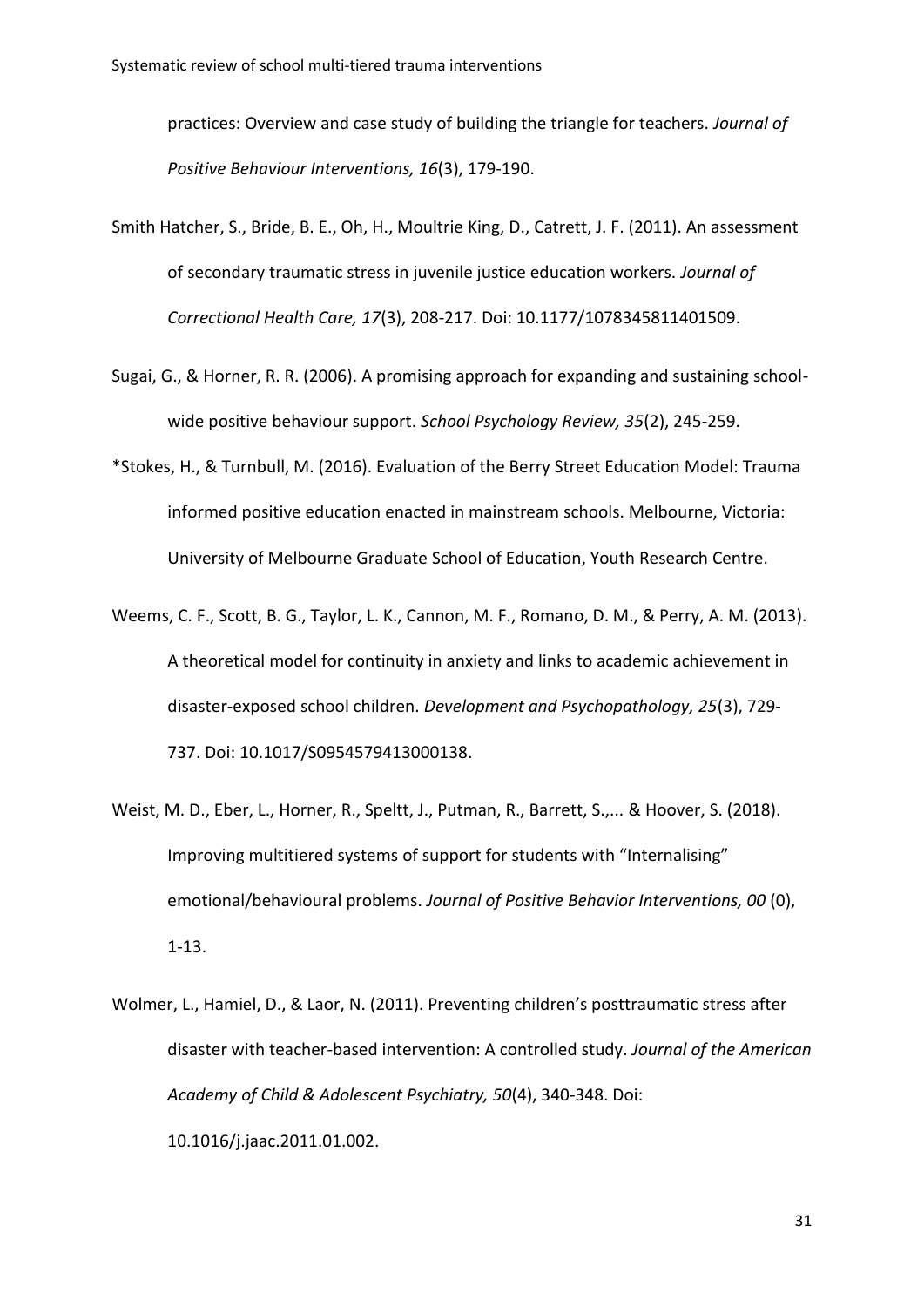practices: Overview and case study of building the triangle for teachers. *Journal of Positive Behaviour Interventions, 16*(3), 179-190.

Smith Hatcher, S., Bride, B. E., Oh, H., Moultrie King, D., Catrett, J. F. (2011). An assessment of secondary traumatic stress in juvenile justice education workers. *Journal of Correctional Health Care, 17*(3), 208-217. Doi: 10.1177/1078345811401509.

Sugai, G., & Horner, R. R. (2006). A promising approach for expanding and sustaining school-wide positive behaviour support. *School Psychology Review, 35*(2), 245-259.

*Stokes, H., & Turnbull, M. (2016). Evaluation of the Berry Street Education Model: Trauma informed positive education enacted in mainstream schools. Melbourne, Victoria: University of Melbourne Graduate School of Education, Youth Research Centre.

Weems, C. F., Scott, B. G., Taylor, L. K., Cannon, M. F., Romano, D. M., & Perry, A. M. (2013). A theoretical model for continuity in anxiety and links to academic achievement in disaster-exposed school children. *Development and Psychopathology, 25*(3), 729-737. Doi: 10.1017/S0954579413000138.

Weist, M. D., Eber, L., Horner, R., Speltt, J., Putman, R., Barrett, S.,... & Hoover, S. (2018). Improving multitiered systems of support for students with "Internalising" emotional/behavioural problems. *Journal of Positive Behavior Interventions, 00* (0), 1-13.

Wolmer, L., Hamiel, D., & Laor, N. (2011). Preventing children's posttraumatic stress after disaster with teacher-based intervention: A controlled study. *Journal of the American Academy of Child & Adolescent Psychiatry, 50*(4), 340-348. Doi: 10.1016/j.jaac.2011.01.002.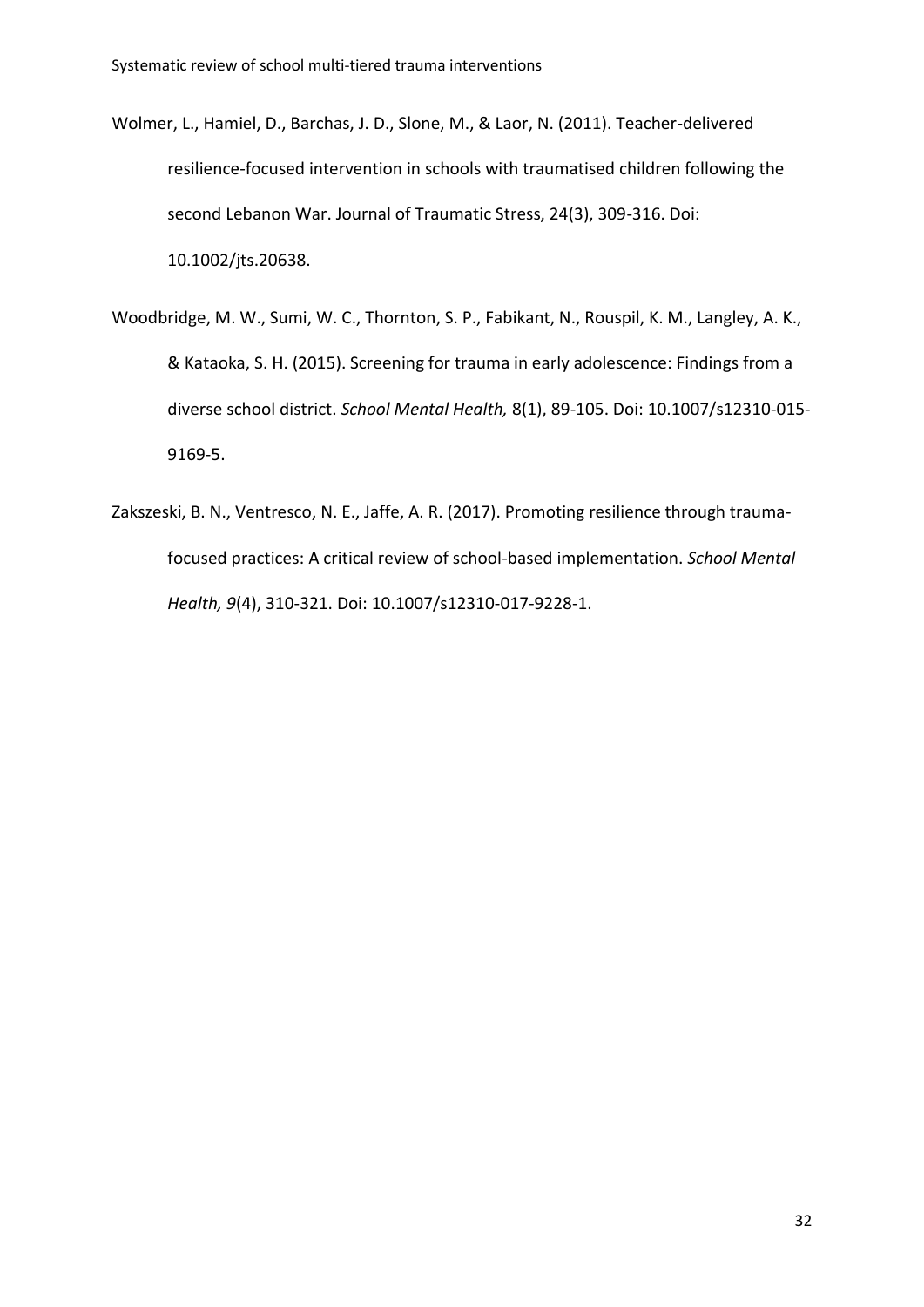Wolmer, L., Hamiel, D., Barchas, J. D., Slone, M., & Laor, N. (2011). Teacher-delivered resilience-focused intervention in schools with traumatised children following the second Lebanon War. Journal of Traumatic Stress, 24(3), 309-316. Doi: 10.1002/jts.20638.

Woodbridge, M. W., Sumi, W. C., Thornton, S. P., Fabikant, N., Rouspil, K. M., Langley, A. K., & Kataoka, S. H. (2015). Screening for trauma in early adolescence: Findings from a diverse school district. *School Mental Health,* 8(1), 89-105. Doi: 10.1007/s12310-015-9169-5.

Zakszeski, B. N., Ventresco, N. E., Jaffe, A. R. (2017). Promoting resilience through trauma-focused practices: A critical review of school-based implementation. *School Mental Health, 9*(4), 310-321. Doi: 10.1007/s12310-017-9228-1.